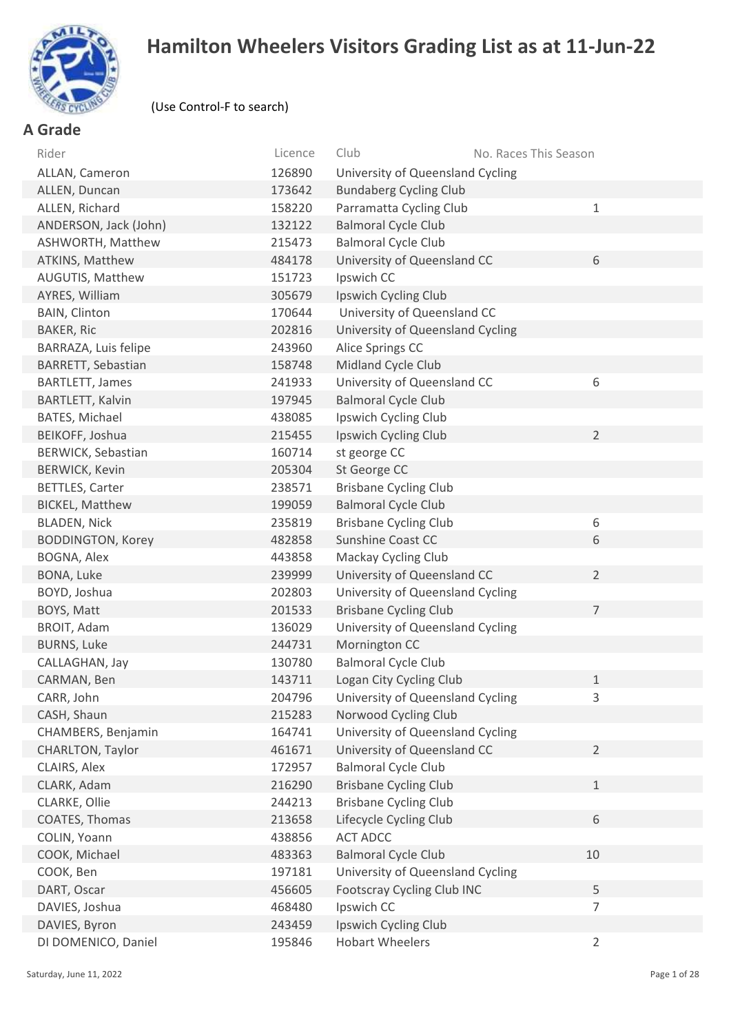# Hamilton Wheelers Visitors Grading List as at 11-Jun-22

(Use Control-F to search)

## A Grade

| Rider | Licence | Club | No. Races This Season |
|---|---|---|---|
| ALLAN, Cameron | 126890 | University of Queensland Cycling | |
| ALLEN, Duncan | 173642 | Bundaberg Cycling Club | |
| ALLEN, Richard | 158220 | Parramatta Cycling Club | 1 |
| ANDERSON, Jack (John) | 132122 | Balmoral Cycle Club | |
| ASHWORTH, Matthew | 215473 | Balmoral Cycle Club | |
| ATKINS, Matthew | 484178 | University of Queensland CC | 6 |
| AUGUTIS, Matthew | 151723 | Ipswich CC | |
| AYRES, William | 305679 | Ipswich Cycling Club | |
| BAIN, Clinton | 170644 | University of Queensland CC | |
| BAKER, Ric | 202816 | University of Queensland Cycling | |
| BARRAZA, Luis felipe | 243960 | Alice Springs CC | |
| BARRETT, Sebastian | 158748 | Midland Cycle Club | |
| BARTLETT, James | 241933 | University of Queensland CC | 6 |
| BARTLETT, Kalvin | 197945 | Balmoral Cycle Club | |
| BATES, Michael | 438085 | Ipswich Cycling Club | |
| BEIKOFF, Joshua | 215455 | Ipswich Cycling Club | 2 |
| BERWICK, Sebastian | 160714 | st george CC | |
| BERWICK, Kevin | 205304 | St George CC | |
| BETTLES, Carter | 238571 | Brisbane Cycling Club | |
| BICKEL, Matthew | 199059 | Balmoral Cycle Club | |
| BLADEN, Nick | 235819 | Brisbane Cycling Club | 6 |
| BODDINGTON, Korey | 482858 | Sunshine Coast CC | 6 |
| BOGNA, Alex | 443858 | Mackay Cycling Club | |
| BONA, Luke | 239999 | University of Queensland CC | 2 |
| BOYD, Joshua | 202803 | University of Queensland Cycling | |
| BOYS, Matt | 201533 | Brisbane Cycling Club | 7 |
| BROIT, Adam | 136029 | University of Queensland Cycling | |
| BURNS, Luke | 244731 | Mornington CC | |
| CALLAGHAN, Jay | 130780 | Balmoral Cycle Club | |
| CARMAN, Ben | 143711 | Logan City Cycling Club | 1 |
| CARR, John | 204796 | University of Queensland Cycling | 3 |
| CASH, Shaun | 215283 | Norwood Cycling Club | |
| CHAMBERS, Benjamin | 164741 | University of Queensland Cycling | |
| CHARLTON, Taylor | 461671 | University of Queensland CC | 2 |
| CLAIRS, Alex | 172957 | Balmoral Cycle Club | |
| CLARK, Adam | 216290 | Brisbane Cycling Club | 1 |
| CLARKE, Ollie | 244213 | Brisbane Cycling Club | |
| COATES, Thomas | 213658 | Lifecycle Cycling Club | 6 |
| COLIN, Yoann | 438856 | ACT ADCC | |
| COOK, Michael | 483363 | Balmoral Cycle Club | 10 |
| COOK, Ben | 197181 | University of Queensland Cycling | |
| DART, Oscar | 456605 | Footscray Cycling Club INC | 5 |
| DAVIES, Joshua | 468480 | Ipswich CC | 7 |
| DAVIES, Byron | 243459 | Ipswich Cycling Club | |
| DI DOMENICO, Daniel | 195846 | Hobart Wheelers | 2 |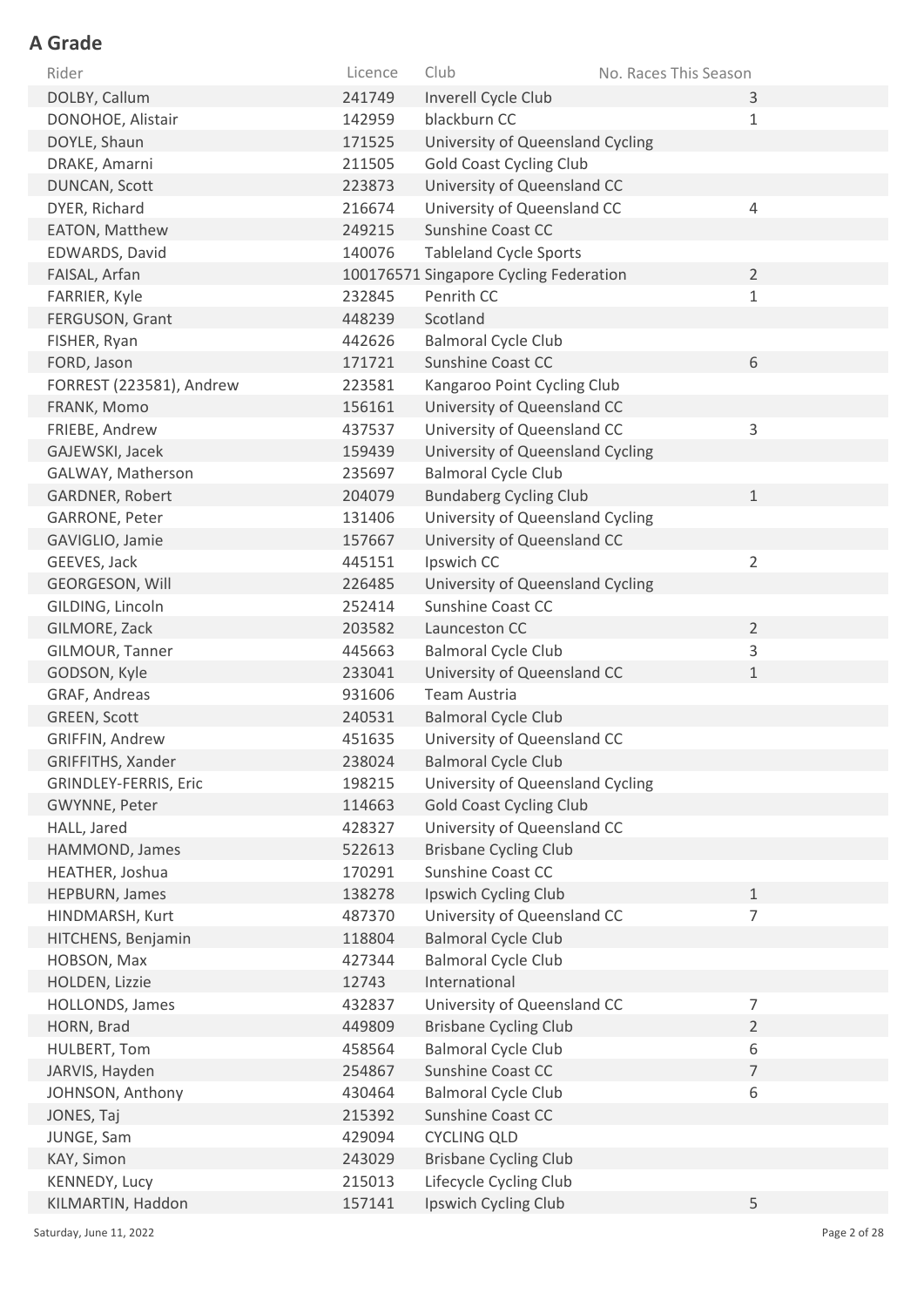## A Grade

| Rider | Licence | Club | No. Races This Season |
|---|---|---|---|
| DOLBY, Callum | 241749 | Inverell Cycle Club | 3 |
| DONOHOE, Alistair | 142959 | blackburn CC | 1 |
| DOYLE, Shaun | 171525 | University of Queensland Cycling | |
| DRAKE, Amarni | 211505 | Gold Coast Cycling Club | |
| DUNCAN, Scott | 223873 | University of Queensland CC | |
| DYER, Richard | 216674 | University of Queensland CC | 4 |
| EATON, Matthew | 249215 | Sunshine Coast CC | |
| EDWARDS, David | 140076 | Tableland Cycle Sports | |
| FAISAL, Arfan | 100176571 | Singapore Cycling Federation | 2 |
| FARRIER, Kyle | 232845 | Penrith CC | 1 |
| FERGUSON, Grant | 448239 | Scotland | |
| FISHER, Ryan | 442626 | Balmoral Cycle Club | |
| FORD, Jason | 171721 | Sunshine Coast CC | 6 |
| FORREST (223581), Andrew | 223581 | Kangaroo Point Cycling Club | |
| FRANK, Momo | 156161 | University of Queensland CC | |
| FRIEBE, Andrew | 437537 | University of Queensland CC | 3 |
| GAJEWSKI, Jacek | 159439 | University of Queensland Cycling | |
| GALWAY, Matherson | 235697 | Balmoral Cycle Club | |
| GARDNER, Robert | 204079 | Bundaberg Cycling Club | 1 |
| GARRONE, Peter | 131406 | University of Queensland Cycling | |
| GAVIGLIO, Jamie | 157667 | University of Queensland CC | |
| GEEVES, Jack | 445151 | Ipswich CC | 2 |
| GEORGESON, Will | 226485 | University of Queensland Cycling | |
| GILDING, Lincoln | 252414 | Sunshine Coast CC | |
| GILMORE, Zack | 203582 | Launceston CC | 2 |
| GILMOUR, Tanner | 445663 | Balmoral Cycle Club | 3 |
| GODSON, Kyle | 233041 | University of Queensland CC | 1 |
| GRAF, Andreas | 931606 | Team Austria | |
| GREEN, Scott | 240531 | Balmoral Cycle Club | |
| GRIFFIN, Andrew | 451635 | University of Queensland CC | |
| GRIFFITHS, Xander | 238024 | Balmoral Cycle Club | |
| GRINDLEY-FERRIS, Eric | 198215 | University of Queensland Cycling | |
| GWYNNE, Peter | 114663 | Gold Coast Cycling Club | |
| HALL, Jared | 428327 | University of Queensland CC | |
| HAMMOND, James | 522613 | Brisbane Cycling Club | |
| HEATHER, Joshua | 170291 | Sunshine Coast CC | |
| HEPBURN, James | 138278 | Ipswich Cycling Club | 1 |
| HINDMARSH, Kurt | 487370 | University of Queensland CC | 7 |
| HITCHENS, Benjamin | 118804 | Balmoral Cycle Club | |
| HOBSON, Max | 427344 | Balmoral Cycle Club | |
| HOLDEN, Lizzie | 12743 | International | |
| HOLLONDS, James | 432837 | University of Queensland CC | 7 |
| HORN, Brad | 449809 | Brisbane Cycling Club | 2 |
| HULBERT, Tom | 458564 | Balmoral Cycle Club | 6 |
| JARVIS, Hayden | 254867 | Sunshine Coast CC | 7 |
| JOHNSON, Anthony | 430464 | Balmoral Cycle Club | 6 |
| JONES, Taj | 215392 | Sunshine Coast CC | |
| JUNGE, Sam | 429094 | CYCLING QLD | |
| KAY, Simon | 243029 | Brisbane Cycling Club | |
| KENNEDY, Lucy | 215013 | Lifecycle Cycling Club | |
| KILMARTIN, Haddon | 157141 | Ipswich Cycling Club | 5 |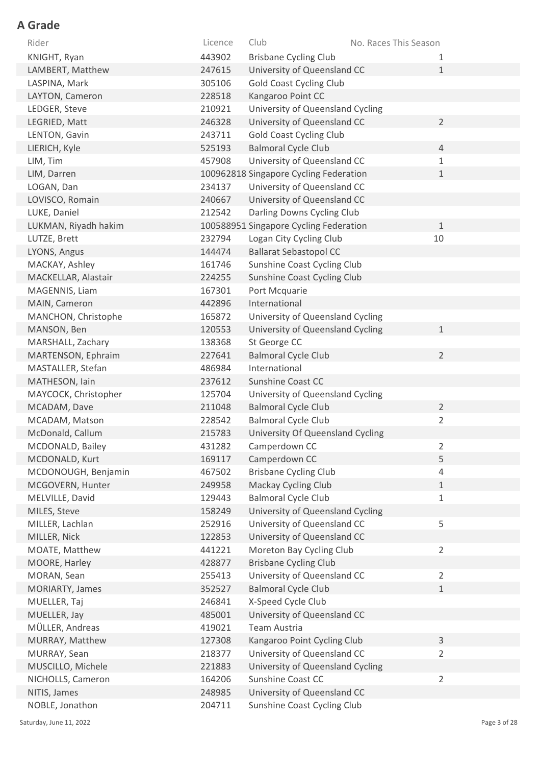## A Grade

| Rider | Licence | Club | No. Races This Season |
|---|---|---|---|
| KNIGHT, Ryan | 443902 | Brisbane Cycling Club | 1 |
| LAMBERT, Matthew | 247615 | University of Queensland CC | 1 |
| LASPINA, Mark | 305106 | Gold Coast Cycling Club | |
| LAYTON, Cameron | 228518 | Kangaroo Point CC | |
| LEDGER, Steve | 210921 | University of Queensland Cycling | |
| LEGRIED, Matt | 246328 | University of Queensland CC | 2 |
| LENTON, Gavin | 243711 | Gold Coast Cycling Club | |
| LIERICH, Kyle | 525193 | Balmoral Cycle Club | 4 |
| LIM, Tim | 457908 | University of Queensland CC | 1 |
| LIM, Darren | 100962818 | Singapore Cycling Federation | 1 |
| LOGAN, Dan | 234137 | University of Queensland CC | |
| LOVISCO, Romain | 240667 | University of Queensland CC | |
| LUKE, Daniel | 212542 | Darling Downs Cycling Club | |
| LUKMAN, Riyadh hakim | 100588951 | Singapore Cycling Federation | 1 |
| LUTZE, Brett | 232794 | Logan City Cycling Club | 10 |
| LYONS, Angus | 144474 | Ballarat Sebastopol CC | |
| MACKAY, Ashley | 161746 | Sunshine Coast Cycling Club | |
| MACKELLAR, Alastair | 224255 | Sunshine Coast Cycling Club | |
| MAGENNIS, Liam | 167301 | Port Mcquarie | |
| MAIN, Cameron | 442896 | International | |
| MANCHON, Christophe | 165872 | University of Queensland Cycling | |
| MANSON, Ben | 120553 | University of Queensland Cycling | 1 |
| MARSHALL, Zachary | 138368 | St George CC | |
| MARTENSON, Ephraim | 227641 | Balmoral Cycle Club | 2 |
| MASTALLER, Stefan | 486984 | International | |
| MATHESON, Iain | 237612 | Sunshine Coast CC | |
| MAYCOCK, Christopher | 125704 | University of Queensland Cycling | |
| MCADAM, Dave | 211048 | Balmoral Cycle Club | 2 |
| MCADAM, Matson | 228542 | Balmoral Cycle Club | 2 |
| McDonald, Callum | 215783 | University Of Queensland Cycling | |
| MCDONALD, Bailey | 431282 | Camperdown CC | 2 |
| MCDONALD, Kurt | 169117 | Camperdown CC | 5 |
| MCDONOUGH, Benjamin | 467502 | Brisbane Cycling Club | 4 |
| MCGOVERN, Hunter | 249958 | Mackay Cycling Club | 1 |
| MELVILLE, David | 129443 | Balmoral Cycle Club | 1 |
| MILES, Steve | 158249 | University of Queensland Cycling | |
| MILLER, Lachlan | 252916 | University of Queensland CC | 5 |
| MILLER, Nick | 122853 | University of Queensland CC | |
| MOATE, Matthew | 441221 | Moreton Bay Cycling Club | 2 |
| MOORE, Harley | 428877 | Brisbane Cycling Club | |
| MORAN, Sean | 255413 | University of Queensland CC | 2 |
| MORIARTY, James | 352527 | Balmoral Cycle Club | 1 |
| MUELLER, Taj | 246841 | X-Speed Cycle Club | |
| MUELLER, Jay | 485001 | University of Queensland CC | |
| MÜLLER, Andreas | 419021 | Team Austria | |
| MURRAY, Matthew | 127308 | Kangaroo Point Cycling Club | 3 |
| MURRAY, Sean | 218377 | University of Queensland CC | 2 |
| MUSCILLO, Michele | 221883 | University of Queensland Cycling | |
| NICHOLLS, Cameron | 164206 | Sunshine Coast CC | 2 |
| NITIS, James | 248985 | University of Queensland CC | |
| NOBLE, Jonathon | 204711 | Sunshine Coast Cycling Club | |

Saturday, June 11, 2022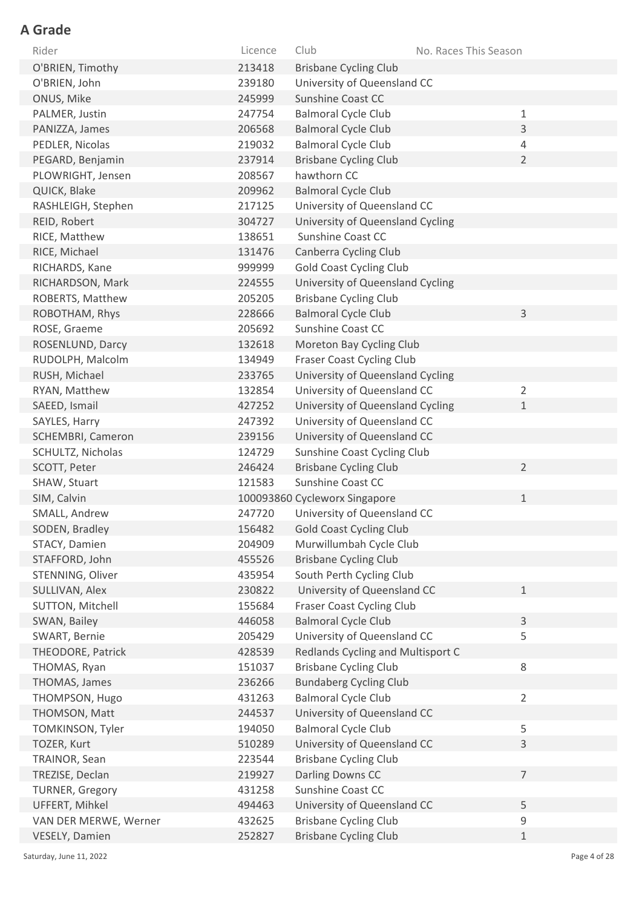## A Grade

| Rider | Licence | Club | No. Races This Season |
|---|---|---|---|
| O'BRIEN, Timothy | 213418 | Brisbane Cycling Club | |
| O'BRIEN, John | 239180 | University of Queensland CC | |
| ONUS, Mike | 245999 | Sunshine Coast CC | |
| PALMER, Justin | 247754 | Balmoral Cycle Club | 1 |
| PANIZZA, James | 206568 | Balmoral Cycle Club | 3 |
| PEDLER, Nicolas | 219032 | Balmoral Cycle Club | 4 |
| PEGARD, Benjamin | 237914 | Brisbane Cycling Club | 2 |
| PLOWRIGHT, Jensen | 208567 | hawthorn CC | |
| QUICK, Blake | 209962 | Balmoral Cycle Club | |
| RASHLEIGH, Stephen | 217125 | University of Queensland CC | |
| REID, Robert | 304727 | University of Queensland Cycling | |
| RICE, Matthew | 138651 | Sunshine Coast CC | |
| RICE, Michael | 131476 | Canberra Cycling Club | |
| RICHARDS, Kane | 999999 | Gold Coast Cycling Club | |
| RICHARDSON, Mark | 224555 | University of Queensland Cycling | |
| ROBERTS, Matthew | 205205 | Brisbane Cycling Club | |
| ROBOTHAM, Rhys | 228666 | Balmoral Cycle Club | 3 |
| ROSE, Graeme | 205692 | Sunshine Coast CC | |
| ROSENLUND, Darcy | 132618 | Moreton Bay Cycling Club | |
| RUDOLPH, Malcolm | 134949 | Fraser Coast Cycling Club | |
| RUSH, Michael | 233765 | University of Queensland Cycling | |
| RYAN, Matthew | 132854 | University of Queensland CC | 2 |
| SAEED, Ismail | 427252 | University of Queensland Cycling | 1 |
| SAYLES, Harry | 247392 | University of Queensland CC | |
| SCHEMBRI, Cameron | 239156 | University of Queensland CC | |
| SCHULTZ, Nicholas | 124729 | Sunshine Coast Cycling Club | |
| SCOTT, Peter | 246424 | Brisbane Cycling Club | 2 |
| SHAW, Stuart | 121583 | Sunshine Coast CC | |
| SIM, Calvin | 100093860 | Cycleworx Singapore | 1 |
| SMALL, Andrew | 247720 | University of Queensland CC | |
| SODEN, Bradley | 156482 | Gold Coast Cycling Club | |
| STACY, Damien | 204909 | Murwillumbah Cycle Club | |
| STAFFORD, John | 455526 | Brisbane Cycling Club | |
| STENNING, Oliver | 435954 | South Perth Cycling Club | |
| SULLIVAN, Alex | 230822 | University of Queensland CC | 1 |
| SUTTON, Mitchell | 155684 | Fraser Coast Cycling Club | |
| SWAN, Bailey | 446058 | Balmoral Cycle Club | 3 |
| SWART, Bernie | 205429 | University of Queensland CC | 5 |
| THEODORE, Patrick | 428539 | Redlands Cycling and Multisport C | |
| THOMAS, Ryan | 151037 | Brisbane Cycling Club | 8 |
| THOMAS, James | 236266 | Bundaberg Cycling Club | |
| THOMPSON, Hugo | 431263 | Balmoral Cycle Club | 2 |
| THOMSON, Matt | 244537 | University of Queensland CC | |
| TOMKINSON, Tyler | 194050 | Balmoral Cycle Club | 5 |
| TOZER, Kurt | 510289 | University of Queensland CC | 3 |
| TRAINOR, Sean | 223544 | Brisbane Cycling Club | |
| TREZISE, Declan | 219927 | Darling Downs CC | 7 |
| TURNER, Gregory | 431258 | Sunshine Coast CC | |
| UFFERT, Mihkel | 494463 | University of Queensland CC | 5 |
| VAN DER MERWE, Werner | 432625 | Brisbane Cycling Club | 9 |
| VESELY, Damien | 252827 | Brisbane Cycling Club | 1 |

Saturday, June 11, 2022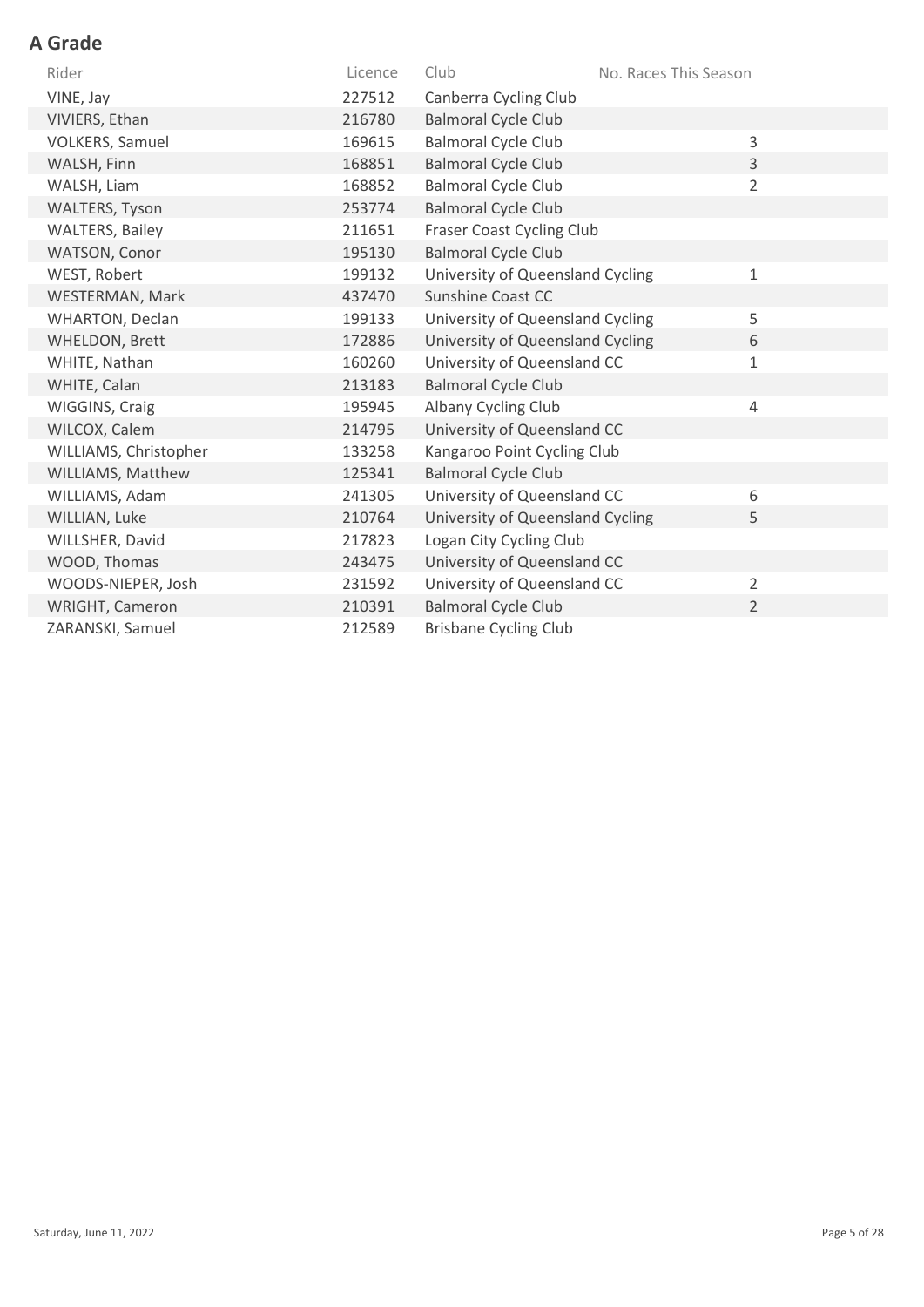## A Grade

| Rider | Licence | Club | No. Races This Season |
|---|---|---|---|
| VINE, Jay | 227512 | Canberra Cycling Club | |
| VIVIERS, Ethan | 216780 | Balmoral Cycle Club | |
| VOLKERS, Samuel | 169615 | Balmoral Cycle Club | 3 |
| WALSH, Finn | 168851 | Balmoral Cycle Club | 3 |
| WALSH, Liam | 168852 | Balmoral Cycle Club | 2 |
| WALTERS, Tyson | 253774 | Balmoral Cycle Club | |
| WALTERS, Bailey | 211651 | Fraser Coast Cycling Club | |
| WATSON, Conor | 195130 | Balmoral Cycle Club | |
| WEST, Robert | 199132 | University of Queensland Cycling | 1 |
| WESTERMAN, Mark | 437470 | Sunshine Coast CC | |
| WHARTON, Declan | 199133 | University of Queensland Cycling | 5 |
| WHELDON, Brett | 172886 | University of Queensland Cycling | 6 |
| WHITE, Nathan | 160260 | University of Queensland CC | 1 |
| WHITE, Calan | 213183 | Balmoral Cycle Club | |
| WIGGINS, Craig | 195945 | Albany Cycling Club | 4 |
| WILCOX, Calem | 214795 | University of Queensland CC | |
| WILLIAMS, Christopher | 133258 | Kangaroo Point Cycling Club | |
| WILLIAMS, Matthew | 125341 | Balmoral Cycle Club | |
| WILLIAMS, Adam | 241305 | University of Queensland CC | 6 |
| WILLIAN, Luke | 210764 | University of Queensland Cycling | 5 |
| WILLSHER, David | 217823 | Logan City Cycling Club | |
| WOOD, Thomas | 243475 | University of Queensland CC | |
| WOODS-NIEPER, Josh | 231592 | University of Queensland CC | 2 |
| WRIGHT, Cameron | 210391 | Balmoral Cycle Club | 2 |
| ZARANSKI, Samuel | 212589 | Brisbane Cycling Club | |

Saturday, June 11, 2022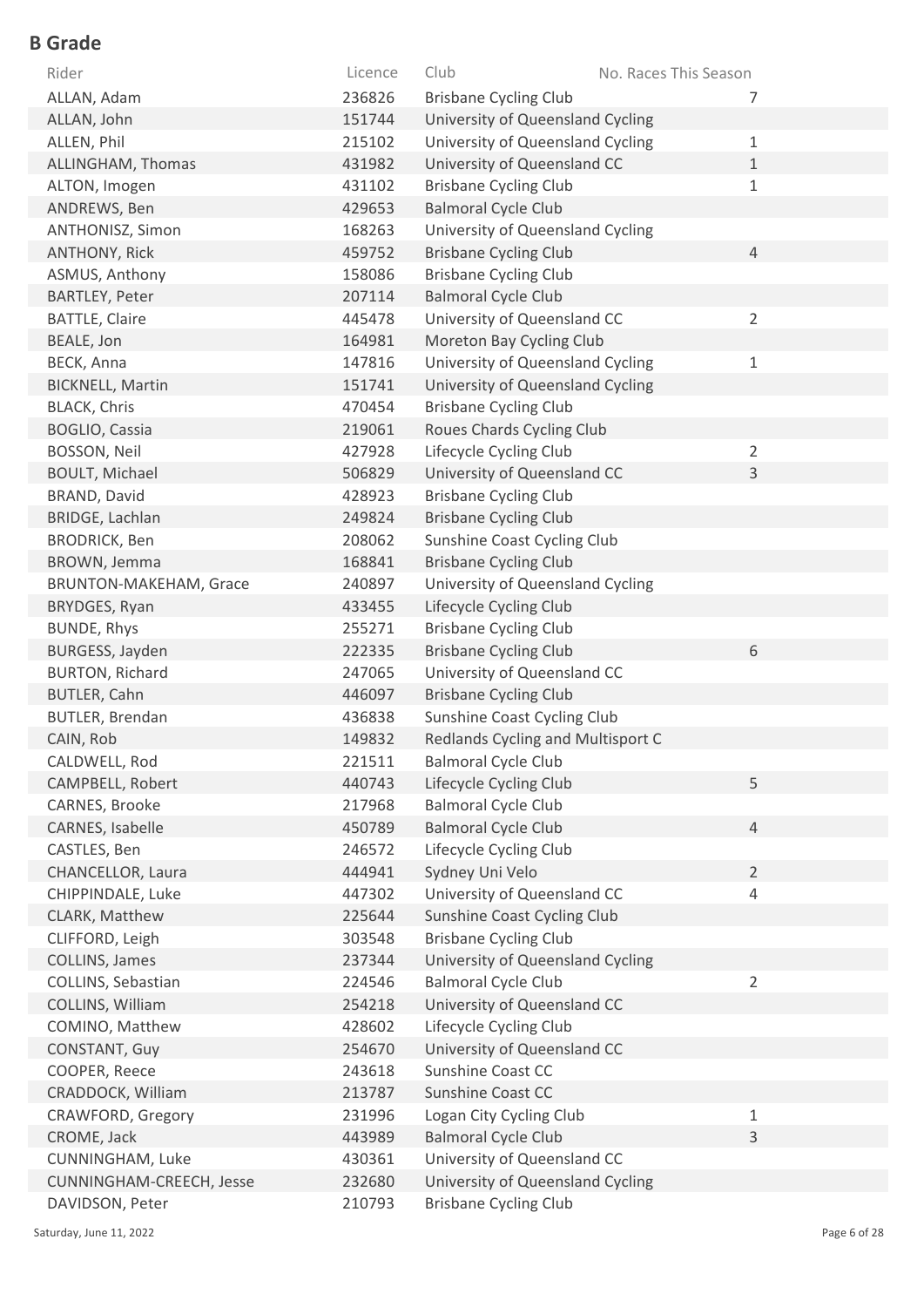## B Grade

| Rider | Licence | Club | No. Races This Season |
|---|---|---|---|
| ALLAN, Adam | 236826 | Brisbane Cycling Club | 7 |
| ALLAN, John | 151744 | University of Queensland Cycling | |
| ALLEN, Phil | 215102 | University of Queensland Cycling | 1 |
| ALLINGHAM, Thomas | 431982 | University of Queensland CC | 1 |
| ALTON, Imogen | 431102 | Brisbane Cycling Club | 1 |
| ANDREWS, Ben | 429653 | Balmoral Cycle Club | |
| ANTHONISZ, Simon | 168263 | University of Queensland Cycling | |
| ANTHONY, Rick | 459752 | Brisbane Cycling Club | 4 |
| ASMUS, Anthony | 158086 | Brisbane Cycling Club | |
| BARTLEY, Peter | 207114 | Balmoral Cycle Club | |
| BATTLE, Claire | 445478 | University of Queensland CC | 2 |
| BEALE, Jon | 164981 | Moreton Bay Cycling Club | |
| BECK, Anna | 147816 | University of Queensland Cycling | 1 |
| BICKNELL, Martin | 151741 | University of Queensland Cycling | |
| BLACK, Chris | 470454 | Brisbane Cycling Club | |
| BOGLIO, Cassia | 219061 | Roues Chards Cycling Club | |
| BOSSON, Neil | 427928 | Lifecycle Cycling Club | 2 |
| BOULT, Michael | 506829 | University of Queensland CC | 3 |
| BRAND, David | 428923 | Brisbane Cycling Club | |
| BRIDGE, Lachlan | 249824 | Brisbane Cycling Club | |
| BRODRICK, Ben | 208062 | Sunshine Coast Cycling Club | |
| BROWN, Jemma | 168841 | Brisbane Cycling Club | |
| BRUNTON-MAKEHAM, Grace | 240897 | University of Queensland Cycling | |
| BRYDGES, Ryan | 433455 | Lifecycle Cycling Club | |
| BUNDE, Rhys | 255271 | Brisbane Cycling Club | |
| BURGESS, Jayden | 222335 | Brisbane Cycling Club | 6 |
| BURTON, Richard | 247065 | University of Queensland CC | |
| BUTLER, Cahn | 446097 | Brisbane Cycling Club | |
| BUTLER, Brendan | 436838 | Sunshine Coast Cycling Club | |
| CAIN, Rob | 149832 | Redlands Cycling and Multisport C | |
| CALDWELL, Rod | 221511 | Balmoral Cycle Club | |
| CAMPBELL, Robert | 440743 | Lifecycle Cycling Club | 5 |
| CARNES, Brooke | 217968 | Balmoral Cycle Club | |
| CARNES, Isabelle | 450789 | Balmoral Cycle Club | 4 |
| CASTLES, Ben | 246572 | Lifecycle Cycling Club | |
| CHANCELLOR, Laura | 444941 | Sydney Uni Velo | 2 |
| CHIPPINDALE, Luke | 447302 | University of Queensland CC | 4 |
| CLARK, Matthew | 225644 | Sunshine Coast Cycling Club | |
| CLIFFORD, Leigh | 303548 | Brisbane Cycling Club | |
| COLLINS, James | 237344 | University of Queensland Cycling | |
| COLLINS, Sebastian | 224546 | Balmoral Cycle Club | 2 |
| COLLINS, William | 254218 | University of Queensland CC | |
| COMINO, Matthew | 428602 | Lifecycle Cycling Club | |
| CONSTANT, Guy | 254670 | University of Queensland CC | |
| COOPER, Reece | 243618 | Sunshine Coast CC | |
| CRADDOCK, William | 213787 | Sunshine Coast CC | |
| CRAWFORD, Gregory | 231996 | Logan City Cycling Club | 1 |
| CROME, Jack | 443989 | Balmoral Cycle Club | 3 |
| CUNNINGHAM, Luke | 430361 | University of Queensland CC | |
| CUNNINGHAM-CREECH, Jesse | 232680 | University of Queensland Cycling | |
| DAVIDSON, Peter | 210793 | Brisbane Cycling Club | |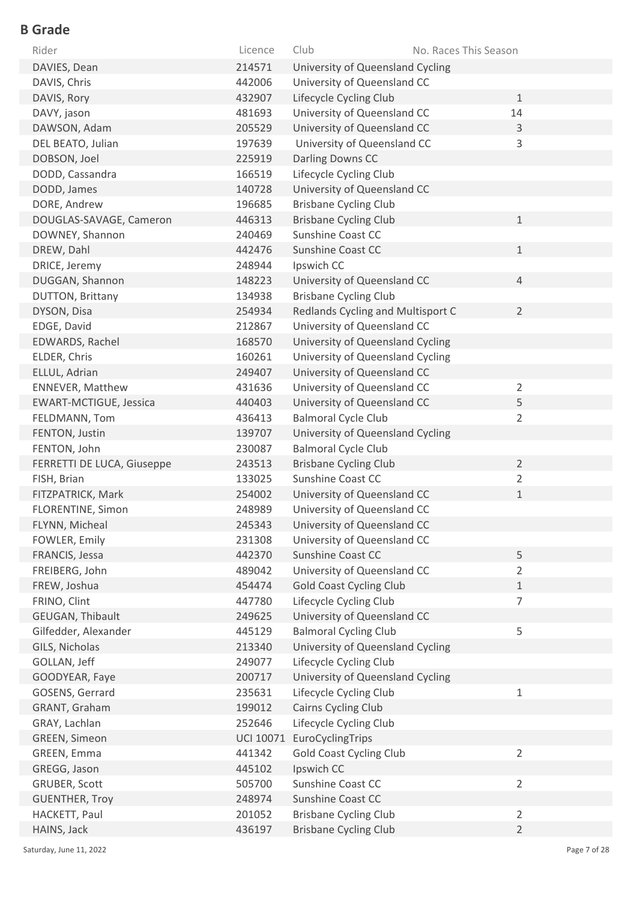## B Grade

| Rider | Licence | Club | No. Races This Season |
|---|---|---|---|
| DAVIES, Dean | 214571 | University of Queensland Cycling | |
| DAVIS, Chris | 442006 | University of Queensland CC | |
| DAVIS, Rory | 432907 | Lifecycle Cycling Club | 1 |
| DAVY, jason | 481693 | University of Queensland CC | 14 |
| DAWSON, Adam | 205529 | University of Queensland CC | 3 |
| DEL BEATO, Julian | 197639 | University of Queensland CC | 3 |
| DOBSON, Joel | 225919 | Darling Downs CC | |
| DODD, Cassandra | 166519 | Lifecycle Cycling Club | |
| DODD, James | 140728 | University of Queensland CC | |
| DORE, Andrew | 196685 | Brisbane Cycling Club | |
| DOUGLAS-SAVAGE, Cameron | 446313 | Brisbane Cycling Club | 1 |
| DOWNEY, Shannon | 240469 | Sunshine Coast CC | |
| DREW, Dahl | 442476 | Sunshine Coast CC | 1 |
| DRICE, Jeremy | 248944 | Ipswich CC | |
| DUGGAN, Shannon | 148223 | University of Queensland CC | 4 |
| DUTTON, Brittany | 134938 | Brisbane Cycling Club | |
| DYSON, Disa | 254934 | Redlands Cycling and Multisport C | 2 |
| EDGE, David | 212867 | University of Queensland CC | |
| EDWARDS, Rachel | 168570 | University of Queensland Cycling | |
| ELDER, Chris | 160261 | University of Queensland Cycling | |
| ELLUL, Adrian | 249407 | University of Queensland CC | |
| ENNEVER, Matthew | 431636 | University of Queensland CC | 2 |
| EWART-MCTIGUE, Jessica | 440403 | University of Queensland CC | 5 |
| FELDMANN, Tom | 436413 | Balmoral Cycle Club | 2 |
| FENTON, Justin | 139707 | University of Queensland Cycling | |
| FENTON, John | 230087 | Balmoral Cycle Club | |
| FERRETTI DE LUCA, Giuseppe | 243513 | Brisbane Cycling Club | 2 |
| FISH, Brian | 133025 | Sunshine Coast CC | 2 |
| FITZPATRICK, Mark | 254002 | University of Queensland CC | 1 |
| FLORENTINE, Simon | 248989 | University of Queensland CC | |
| FLYNN, Micheal | 245343 | University of Queensland CC | |
| FOWLER, Emily | 231308 | University of Queensland CC | |
| FRANCIS, Jessa | 442370 | Sunshine Coast CC | 5 |
| FREIBERG, John | 489042 | University of Queensland CC | 2 |
| FREW, Joshua | 454474 | Gold Coast Cycling Club | 1 |
| FRINO, Clint | 447780 | Lifecycle Cycling Club | 7 |
| GEUGAN, Thibault | 249625 | University of Queensland CC | |
| Gilfedder, Alexander | 445129 | Balmoral Cycling Club | 5 |
| GILS, Nicholas | 213340 | University of Queensland Cycling | |
| GOLLAN, Jeff | 249077 | Lifecycle Cycling Club | |
| GOODYEAR, Faye | 200717 | University of Queensland Cycling | |
| GOSENS, Gerrard | 235631 | Lifecycle Cycling Club | 1 |
| GRANT, Graham | 199012 | Cairns Cycling Club | |
| GRAY, Lachlan | 252646 | Lifecycle Cycling Club | |
| GREEN, Simeon | UCI 10071 | EuroCyclingTrips | |
| GREEN, Emma | 441342 | Gold Coast Cycling Club | 2 |
| GREGG, Jason | 445102 | Ipswich CC | |
| GRUBER, Scott | 505700 | Sunshine Coast CC | 2 |
| GUENTHER, Troy | 248974 | Sunshine Coast CC | |
| HACKETT, Paul | 201052 | Brisbane Cycling Club | 2 |
| HAINS, Jack | 436197 | Brisbane Cycling Club | 2 |

Saturday, June 11, 2022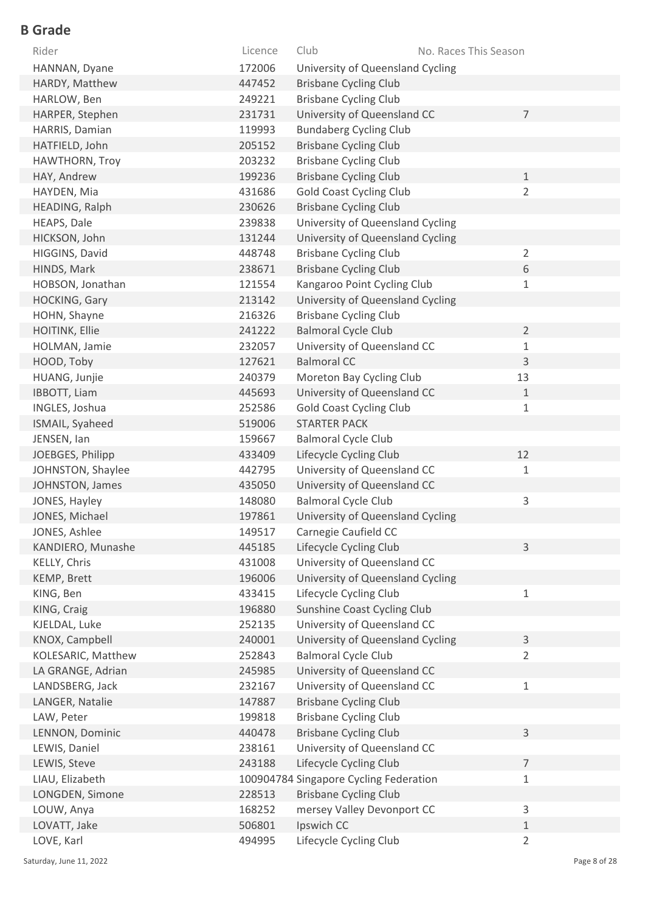## B Grade

| Rider | Licence | Club | No. Races This Season |
|---|---|---|---|
| HANNAN, Dyane | 172006 | University of Queensland Cycling | |
| HARDY, Matthew | 447452 | Brisbane Cycling Club | |
| HARLOW, Ben | 249221 | Brisbane Cycling Club | |
| HARPER, Stephen | 231731 | University of Queensland CC | 7 |
| HARRIS, Damian | 119993 | Bundaberg Cycling Club | |
| HATFIELD, John | 205152 | Brisbane Cycling Club | |
| HAWTHORN, Troy | 203232 | Brisbane Cycling Club | |
| HAY, Andrew | 199236 | Brisbane Cycling Club | 1 |
| HAYDEN, Mia | 431686 | Gold Coast Cycling Club | 2 |
| HEADING, Ralph | 230626 | Brisbane Cycling Club | |
| HEAPS, Dale | 239838 | University of Queensland Cycling | |
| HICKSON, John | 131244 | University of Queensland Cycling | |
| HIGGINS, David | 448748 | Brisbane Cycling Club | 2 |
| HINDS, Mark | 238671 | Brisbane Cycling Club | 6 |
| HOBSON, Jonathan | 121554 | Kangaroo Point Cycling Club | 1 |
| HOCKING, Gary | 213142 | University of Queensland Cycling | |
| HOHN, Shayne | 216326 | Brisbane Cycling Club | |
| HOITINK, Ellie | 241222 | Balmoral Cycle Club | 2 |
| HOLMAN, Jamie | 232057 | University of Queensland CC | 1 |
| HOOD, Toby | 127621 | Balmoral CC | 3 |
| HUANG, Junjie | 240379 | Moreton Bay Cycling Club | 13 |
| IBBOTT, Liam | 445693 | University of Queensland CC | 1 |
| INGLES, Joshua | 252586 | Gold Coast Cycling Club | 1 |
| ISMAIL, Syaheed | 519006 | STARTER PACK | |
| JENSEN, Ian | 159667 | Balmoral Cycle Club | |
| JOEBGES, Philipp | 433409 | Lifecycle Cycling Club | 12 |
| JOHNSTON, Shaylee | 442795 | University of Queensland CC | 1 |
| JOHNSTON, James | 435050 | University of Queensland CC | |
| JONES, Hayley | 148080 | Balmoral Cycle Club | 3 |
| JONES, Michael | 197861 | University of Queensland Cycling | |
| JONES, Ashlee | 149517 | Carnegie Caufield CC | |
| KANDIERO, Munashe | 445185 | Lifecycle Cycling Club | 3 |
| KELLY, Chris | 431008 | University of Queensland CC | |
| KEMP, Brett | 196006 | University of Queensland Cycling | |
| KING, Ben | 433415 | Lifecycle Cycling Club | 1 |
| KING, Craig | 196880 | Sunshine Coast Cycling Club | |
| KJELDAL, Luke | 252135 | University of Queensland CC | |
| KNOX, Campbell | 240001 | University of Queensland Cycling | 3 |
| KOLESARIC, Matthew | 252843 | Balmoral Cycle Club | 2 |
| LA GRANGE, Adrian | 245985 | University of Queensland CC | |
| LANDSBERG, Jack | 232167 | University of Queensland CC | 1 |
| LANGER, Natalie | 147887 | Brisbane Cycling Club | |
| LAW, Peter | 199818 | Brisbane Cycling Club | |
| LENNON, Dominic | 440478 | Brisbane Cycling Club | 3 |
| LEWIS, Daniel | 238161 | University of Queensland CC | |
| LEWIS, Steve | 243188 | Lifecycle Cycling Club | 7 |
| LIAU, Elizabeth | 100904784 | Singapore Cycling Federation | 1 |
| LONGDEN, Simone | 228513 | Brisbane Cycling Club | |
| LOUW, Anya | 168252 | mersey Valley Devonport CC | 3 |
| LOVATT, Jake | 506801 | Ipswich CC | 1 |
| LOVE, Karl | 494995 | Lifecycle Cycling Club | 2 |

Saturday, June 11, 2022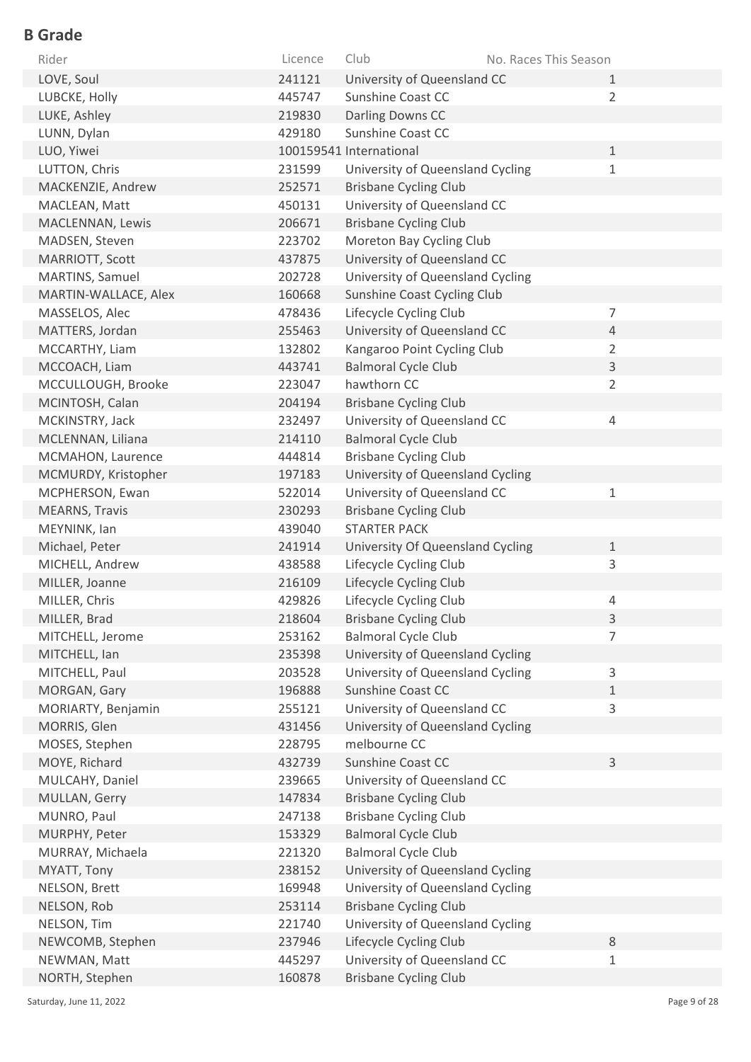## B Grade

| Rider | Licence | Club | No. Races This Season |
|---|---|---|---|
| LOVE, Soul | 241121 | University of Queensland CC | 1 |
| LUBCKE, Holly | 445747 | Sunshine Coast CC | 2 |
| LUKE, Ashley | 219830 | Darling Downs CC | |
| LUNN, Dylan | 429180 | Sunshine Coast CC | |
| LUO, Yiwei | 100159541 | International | 1 |
| LUTTON, Chris | 231599 | University of Queensland Cycling | 1 |
| MACKENZIE, Andrew | 252571 | Brisbane Cycling Club | |
| MACLEAN, Matt | 450131 | University of Queensland CC | |
| MACLENNAN, Lewis | 206671 | Brisbane Cycling Club | |
| MADSEN, Steven | 223702 | Moreton Bay Cycling Club | |
| MARRIOTT, Scott | 437875 | University of Queensland CC | |
| MARTINS, Samuel | 202728 | University of Queensland Cycling | |
| MARTIN-WALLACE, Alex | 160668 | Sunshine Coast Cycling Club | |
| MASSELOS, Alec | 478436 | Lifecycle Cycling Club | 7 |
| MATTERS, Jordan | 255463 | University of Queensland CC | 4 |
| MCCARTHY, Liam | 132802 | Kangaroo Point Cycling Club | 2 |
| MCCOACH, Liam | 443741 | Balmoral Cycle Club | 3 |
| MCCULLOUGH, Brooke | 223047 | hawthorn CC | 2 |
| MCINTOSH, Calan | 204194 | Brisbane Cycling Club | |
| MCKINSTRY, Jack | 232497 | University of Queensland CC | 4 |
| MCLENNAN, Liliana | 214110 | Balmoral Cycle Club | |
| MCMAHON, Laurence | 444814 | Brisbane Cycling Club | |
| MCMURDY, Kristopher | 197183 | University of Queensland Cycling | |
| MCPHERSON, Ewan | 522014 | University of Queensland CC | 1 |
| MEARNS, Travis | 230293 | Brisbane Cycling Club | |
| MEYNINK, Ian | 439040 | STARTER PACK | |
| Michael, Peter | 241914 | University Of Queensland Cycling | 1 |
| MICHELL, Andrew | 438588 | Lifecycle Cycling Club | 3 |
| MILLER, Joanne | 216109 | Lifecycle Cycling Club | |
| MILLER, Chris | 429826 | Lifecycle Cycling Club | 4 |
| MILLER, Brad | 218604 | Brisbane Cycling Club | 3 |
| MITCHELL, Jerome | 253162 | Balmoral Cycle Club | 7 |
| MITCHELL, Ian | 235398 | University of Queensland Cycling | |
| MITCHELL, Paul | 203528 | University of Queensland Cycling | 3 |
| MORGAN, Gary | 196888 | Sunshine Coast CC | 1 |
| MORIARTY, Benjamin | 255121 | University of Queensland CC | 3 |
| MORRIS, Glen | 431456 | University of Queensland Cycling | |
| MOSES, Stephen | 228795 | melbourne CC | |
| MOYE, Richard | 432739 | Sunshine Coast CC | 3 |
| MULCAHY, Daniel | 239665 | University of Queensland CC | |
| MULLAN, Gerry | 147834 | Brisbane Cycling Club | |
| MUNRO, Paul | 247138 | Brisbane Cycling Club | |
| MURPHY, Peter | 153329 | Balmoral Cycle Club | |
| MURRAY, Michaela | 221320 | Balmoral Cycle Club | |
| MYATT, Tony | 238152 | University of Queensland Cycling | |
| NELSON, Brett | 169948 | University of Queensland Cycling | |
| NELSON, Rob | 253114 | Brisbane Cycling Club | |
| NELSON, Tim | 221740 | University of Queensland Cycling | |
| NEWCOMB, Stephen | 237946 | Lifecycle Cycling Club | 8 |
| NEWMAN, Matt | 445297 | University of Queensland CC | 1 |
| NORTH, Stephen | 160878 | Brisbane Cycling Club | |

Saturday, June 11, 2022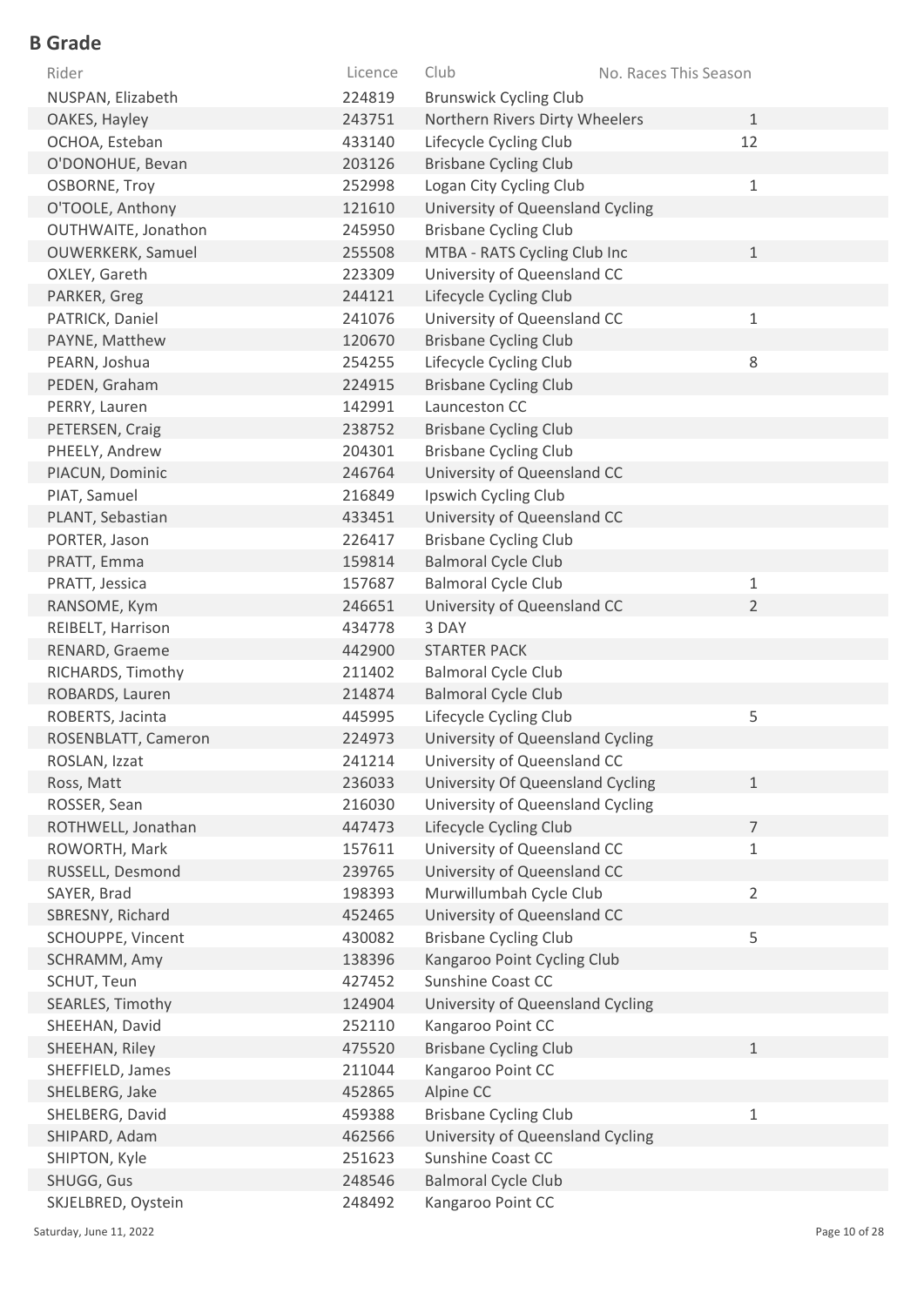## B Grade

| Rider | Licence | Club | No. Races This Season |
|---|---|---|---|
| NUSPAN, Elizabeth | 224819 | Brunswick Cycling Club | |
| OAKES, Hayley | 243751 | Northern Rivers Dirty Wheelers | 1 |
| OCHOA, Esteban | 433140 | Lifecycle Cycling Club | 12 |
| O'DONOHUE, Bevan | 203126 | Brisbane Cycling Club | |
| OSBORNE, Troy | 252998 | Logan City Cycling Club | 1 |
| O'TOOLE, Anthony | 121610 | University of Queensland Cycling | |
| OUTHWAITE, Jonathon | 245950 | Brisbane Cycling Club | |
| OUWERKERK, Samuel | 255508 | MTBA - RATS Cycling Club Inc | 1 |
| OXLEY, Gareth | 223309 | University of Queensland CC | |
| PARKER, Greg | 244121 | Lifecycle Cycling Club | |
| PATRICK, Daniel | 241076 | University of Queensland CC | 1 |
| PAYNE, Matthew | 120670 | Brisbane Cycling Club | |
| PEARN, Joshua | 254255 | Lifecycle Cycling Club | 8 |
| PEDEN, Graham | 224915 | Brisbane Cycling Club | |
| PERRY, Lauren | 142991 | Launceston CC | |
| PETERSEN, Craig | 238752 | Brisbane Cycling Club | |
| PHEELY, Andrew | 204301 | Brisbane Cycling Club | |
| PIACUN, Dominic | 246764 | University of Queensland CC | |
| PIAT, Samuel | 216849 | Ipswich Cycling Club | |
| PLANT, Sebastian | 433451 | University of Queensland CC | |
| PORTER, Jason | 226417 | Brisbane Cycling Club | |
| PRATT, Emma | 159814 | Balmoral Cycle Club | |
| PRATT, Jessica | 157687 | Balmoral Cycle Club | 1 |
| RANSOME, Kym | 246651 | University of Queensland CC | 2 |
| REIBELT, Harrison | 434778 | 3 DAY | |
| RENARD, Graeme | 442900 | STARTER PACK | |
| RICHARDS, Timothy | 211402 | Balmoral Cycle Club | |
| ROBARDS, Lauren | 214874 | Balmoral Cycle Club | |
| ROBERTS, Jacinta | 445995 | Lifecycle Cycling Club | 5 |
| ROSENBLATT, Cameron | 224973 | University of Queensland Cycling | |
| ROSLAN, Izzat | 241214 | University of Queensland CC | |
| Ross, Matt | 236033 | University Of Queensland Cycling | 1 |
| ROSSER, Sean | 216030 | University of Queensland Cycling | |
| ROTHWELL, Jonathan | 447473 | Lifecycle Cycling Club | 7 |
| ROWORTH, Mark | 157611 | University of Queensland CC | 1 |
| RUSSELL, Desmond | 239765 | University of Queensland CC | |
| SAYER, Brad | 198393 | Murwillumbah Cycle Club | 2 |
| SBRESNY, Richard | 452465 | University of Queensland CC | |
| SCHOUPPE, Vincent | 430082 | Brisbane Cycling Club | 5 |
| SCHRAMM, Amy | 138396 | Kangaroo Point Cycling Club | |
| SCHUT, Teun | 427452 | Sunshine Coast CC | |
| SEARLES, Timothy | 124904 | University of Queensland Cycling | |
| SHEEHAN, David | 252110 | Kangaroo Point CC | |
| SHEEHAN, Riley | 475520 | Brisbane Cycling Club | 1 |
| SHEFFIELD, James | 211044 | Kangaroo Point CC | |
| SHELBERG, Jake | 452865 | Alpine CC | |
| SHELBERG, David | 459388 | Brisbane Cycling Club | 1 |
| SHIPARD, Adam | 462566 | University of Queensland Cycling | |
| SHIPTON, Kyle | 251623 | Sunshine Coast CC | |
| SHUGG, Gus | 248546 | Balmoral Cycle Club | |
| SKJELBRED, Oystein | 248492 | Kangaroo Point CC | |

Saturday, June 11, 2022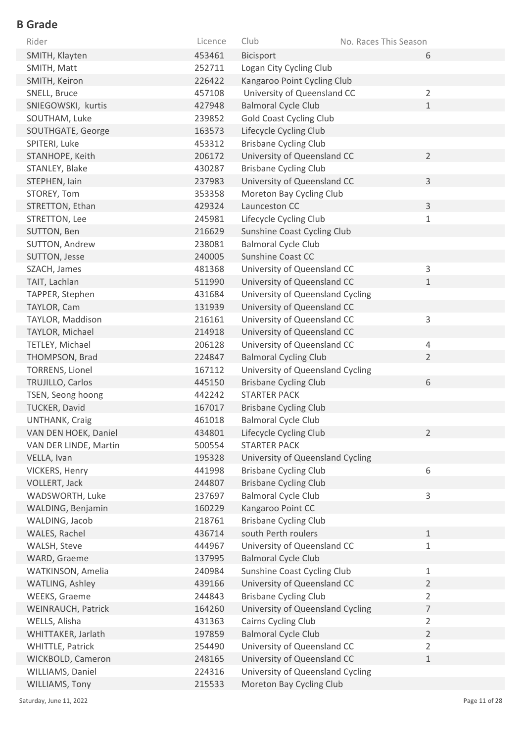## B Grade

| Rider | Licence | Club | No. Races This Season |
|---|---|---|---|
| SMITH, Klayten | 453461 | Bicisport | 6 |
| SMITH, Matt | 252711 | Logan City Cycling Club | |
| SMITH, Keiron | 226422 | Kangaroo Point Cycling Club | |
| SNELL, Bruce | 457108 | University of Queensland CC | 2 |
| SNIEGOWSKI, kurtis | 427948 | Balmoral Cycle Club | 1 |
| SOUTHAM, Luke | 239852 | Gold Coast Cycling Club | |
| SOUTHGATE, George | 163573 | Lifecycle Cycling Club | |
| SPITERI, Luke | 453312 | Brisbane Cycling Club | |
| STANHOPE, Keith | 206172 | University of Queensland CC | 2 |
| STANLEY, Blake | 430287 | Brisbane Cycling Club | |
| STEPHEN, Iain | 237983 | University of Queensland CC | 3 |
| STOREY, Tom | 353358 | Moreton Bay Cycling Club | |
| STRETTON, Ethan | 429324 | Launceston CC | 3 |
| STRETTON, Lee | 245981 | Lifecycle Cycling Club | 1 |
| SUTTON, Ben | 216629 | Sunshine Coast Cycling Club | |
| SUTTON, Andrew | 238081 | Balmoral Cycle Club | |
| SUTTON, Jesse | 240005 | Sunshine Coast CC | |
| SZACH, James | 481368 | University of Queensland CC | 3 |
| TAIT, Lachlan | 511990 | University of Queensland CC | 1 |
| TAPPER, Stephen | 431684 | University of Queensland Cycling | |
| TAYLOR, Cam | 131939 | University of Queensland CC | |
| TAYLOR, Maddison | 216161 | University of Queensland CC | 3 |
| TAYLOR, Michael | 214918 | University of Queensland CC | |
| TETLEY, Michael | 206128 | University of Queensland CC | 4 |
| THOMPSON, Brad | 224847 | Balmoral Cycling Club | 2 |
| TORRENS, Lionel | 167112 | University of Queensland Cycling | |
| TRUJILLO, Carlos | 445150 | Brisbane Cycling Club | 6 |
| TSEN, Seong hoong | 442242 | STARTER PACK | |
| TUCKER, David | 167017 | Brisbane Cycling Club | |
| UNTHANK, Craig | 461018 | Balmoral Cycle Club | |
| VAN DEN HOEK, Daniel | 434801 | Lifecycle Cycling Club | 2 |
| VAN DER LINDE, Martin | 500554 | STARTER PACK | |
| VELLA, Ivan | 195328 | University of Queensland Cycling | |
| VICKERS, Henry | 441998 | Brisbane Cycling Club | 6 |
| VOLLERT, Jack | 244807 | Brisbane Cycling Club | |
| WADSWORTH, Luke | 237697 | Balmoral Cycle Club | 3 |
| WALDING, Benjamin | 160229 | Kangaroo Point CC | |
| WALDING, Jacob | 218761 | Brisbane Cycling Club | |
| WALES, Rachel | 436714 | south Perth roulers | 1 |
| WALSH, Steve | 444967 | University of Queensland CC | 1 |
| WARD, Graeme | 137995 | Balmoral Cycle Club | |
| WATKINSON, Amelia | 240984 | Sunshine Coast Cycling Club | 1 |
| WATLING, Ashley | 439166 | University of Queensland CC | 2 |
| WEEKS, Graeme | 244843 | Brisbane Cycling Club | 2 |
| WEINRAUCH, Patrick | 164260 | University of Queensland Cycling | 7 |
| WELLS, Alisha | 431363 | Cairns Cycling Club | 2 |
| WHITTAKER, Jarlath | 197859 | Balmoral Cycle Club | 2 |
| WHITTLE, Patrick | 254490 | University of Queensland CC | 2 |
| WICKBOLD, Cameron | 248165 | University of Queensland CC | 1 |
| WILLIAMS, Daniel | 224316 | University of Queensland Cycling | |
| WILLIAMS, Tony | 215533 | Moreton Bay Cycling Club | |

Saturday, June 11, 2022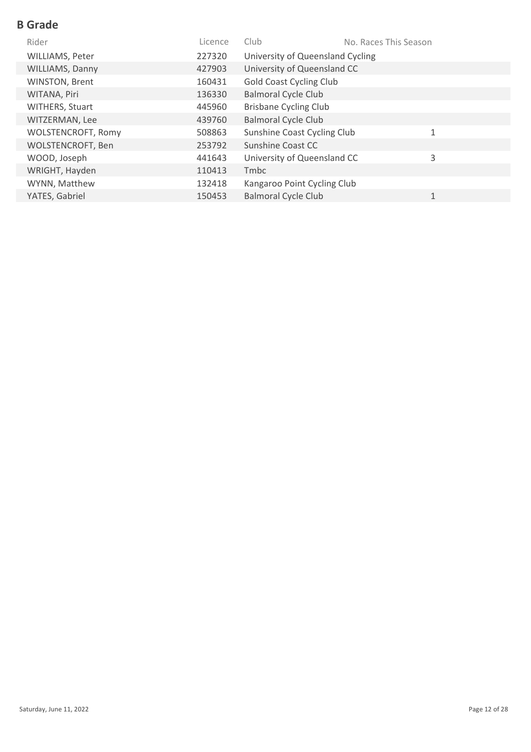## B Grade

| Rider | Licence | Club | No. Races This Season |
|---|---|---|---|
| WILLIAMS, Peter | 227320 | University of Queensland Cycling | |
| WILLIAMS, Danny | 427903 | University of Queensland CC | |
| WINSTON, Brent | 160431 | Gold Coast Cycling Club | |
| WITANA, Piri | 136330 | Balmoral Cycle Club | |
| WITHERS, Stuart | 445960 | Brisbane Cycling Club | |
| WITZERMAN, Lee | 439760 | Balmoral Cycle Club | |
| WOLSTENCROFT, Romy | 508863 | Sunshine Coast Cycling Club | 1 |
| WOLSTENCROFT, Ben | 253792 | Sunshine Coast CC | |
| WOOD, Joseph | 441643 | University of Queensland CC | 3 |
| WRIGHT, Hayden | 110413 | Tmbc | |
| WYNN, Matthew | 132418 | Kangaroo Point Cycling Club | |
| YATES, Gabriel | 150453 | Balmoral Cycle Club | 1 |

Saturday, June 11, 2022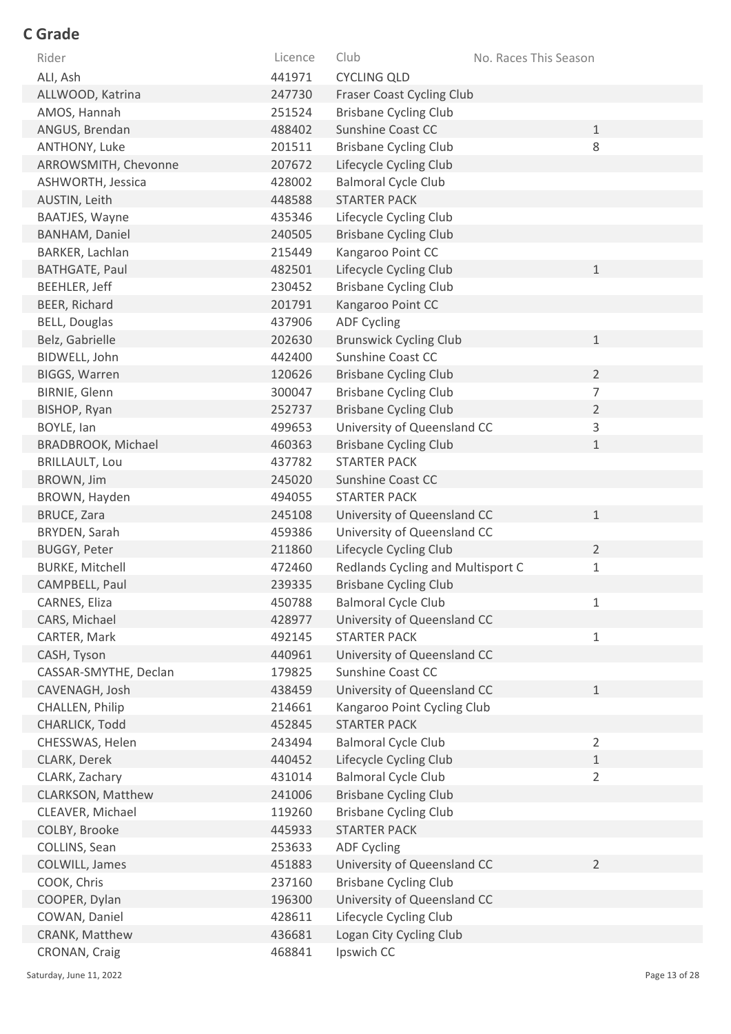## C Grade

| Rider | Licence | Club | No. Races This Season |
|---|---|---|---|
| ALI, Ash | 441971 | CYCLING QLD | |
| ALLWOOD, Katrina | 247730 | Fraser Coast Cycling Club | |
| AMOS, Hannah | 251524 | Brisbane Cycling Club | |
| ANGUS, Brendan | 488402 | Sunshine Coast CC | 1 |
| ANTHONY, Luke | 201511 | Brisbane Cycling Club | 8 |
| ARROWSMITH, Chevonne | 207672 | Lifecycle Cycling Club | |
| ASHWORTH, Jessica | 428002 | Balmoral Cycle Club | |
| AUSTIN, Leith | 448588 | STARTER PACK | |
| BAATJES, Wayne | 435346 | Lifecycle Cycling Club | |
| BANHAM, Daniel | 240505 | Brisbane Cycling Club | |
| BARKER, Lachlan | 215449 | Kangaroo Point CC | |
| BATHGATE, Paul | 482501 | Lifecycle Cycling Club | 1 |
| BEEHLER, Jeff | 230452 | Brisbane Cycling Club | |
| BEER, Richard | 201791 | Kangaroo Point CC | |
| BELL, Douglas | 437906 | ADF Cycling | |
| Belz, Gabrielle | 202630 | Brunswick Cycling Club | 1 |
| BIDWELL, John | 442400 | Sunshine Coast CC | |
| BIGGS, Warren | 120626 | Brisbane Cycling Club | 2 |
| BIRNIE, Glenn | 300047 | Brisbane Cycling Club | 7 |
| BISHOP, Ryan | 252737 | Brisbane Cycling Club | 2 |
| BOYLE, Ian | 499653 | University of Queensland CC | 3 |
| BRADBROOK, Michael | 460363 | Brisbane Cycling Club | 1 |
| BRILLAULT, Lou | 437782 | STARTER PACK | |
| BROWN, Jim | 245020 | Sunshine Coast CC | |
| BROWN, Hayden | 494055 | STARTER PACK | |
| BRUCE, Zara | 245108 | University of Queensland CC | 1 |
| BRYDEN, Sarah | 459386 | University of Queensland CC | |
| BUGGY, Peter | 211860 | Lifecycle Cycling Club | 2 |
| BURKE, Mitchell | 472460 | Redlands Cycling and Multisport C | 1 |
| CAMPBELL, Paul | 239335 | Brisbane Cycling Club | |
| CARNES, Eliza | 450788 | Balmoral Cycle Club | 1 |
| CARS, Michael | 428977 | University of Queensland CC | |
| CARTER, Mark | 492145 | STARTER PACK | 1 |
| CASH, Tyson | 440961 | University of Queensland CC | |
| CASSAR-SMYTHE, Declan | 179825 | Sunshine Coast CC | |
| CAVENAGH, Josh | 438459 | University of Queensland CC | 1 |
| CHALLEN, Philip | 214661 | Kangaroo Point Cycling Club | |
| CHARLICK, Todd | 452845 | STARTER PACK | |
| CHESSWAS, Helen | 243494 | Balmoral Cycle Club | 2 |
| CLARK, Derek | 440452 | Lifecycle Cycling Club | 1 |
| CLARK, Zachary | 431014 | Balmoral Cycle Club | 2 |
| CLARKSON, Matthew | 241006 | Brisbane Cycling Club | |
| CLEAVER, Michael | 119260 | Brisbane Cycling Club | |
| COLBY, Brooke | 445933 | STARTER PACK | |
| COLLINS, Sean | 253633 | ADF Cycling | |
| COLWILL, James | 451883 | University of Queensland CC | 2 |
| COOK, Chris | 237160 | Brisbane Cycling Club | |
| COOPER, Dylan | 196300 | University of Queensland CC | |
| COWAN, Daniel | 428611 | Lifecycle Cycling Club | |
| CRANK, Matthew | 436681 | Logan City Cycling Club | |
| CRONAN, Craig | 468841 | Ipswich CC | |

Saturday, June 11, 2022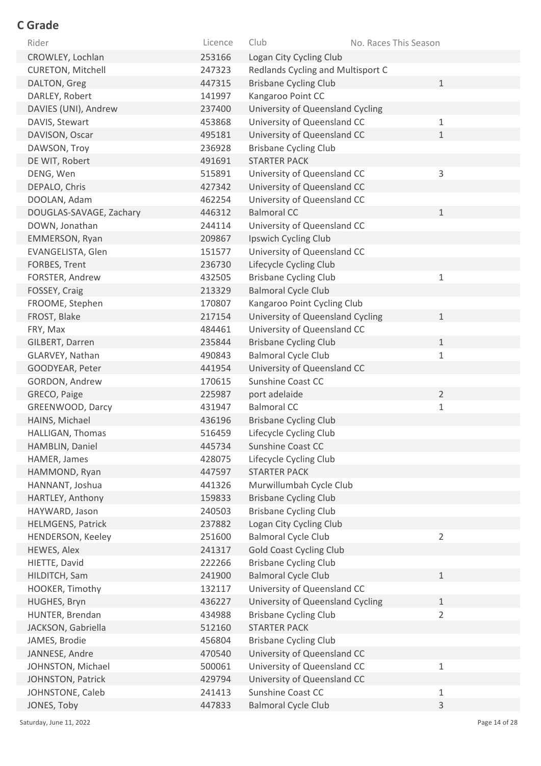## C Grade

| Rider | Licence | Club | No. Races This Season |
|---|---|---|---|
| CROWLEY, Lochlan | 253166 | Logan City Cycling Club | |
| CURETON, Mitchell | 247323 | Redlands Cycling and Multisport C | |
| DALTON, Greg | 447315 | Brisbane Cycling Club | 1 |
| DARLEY, Robert | 141997 | Kangaroo Point CC | |
| DAVIES (UNI), Andrew | 237400 | University of Queensland Cycling | |
| DAVIS, Stewart | 453868 | University of Queensland CC | 1 |
| DAVISON, Oscar | 495181 | University of Queensland CC | 1 |
| DAWSON, Troy | 236928 | Brisbane Cycling Club | |
| DE WIT, Robert | 491691 | STARTER PACK | |
| DENG, Wen | 515891 | University of Queensland CC | 3 |
| DEPALO, Chris | 427342 | University of Queensland CC | |
| DOOLAN, Adam | 462254 | University of Queensland CC | |
| DOUGLAS-SAVAGE, Zachary | 446312 | Balmoral CC | 1 |
| DOWN, Jonathan | 244114 | University of Queensland CC | |
| EMMERSON, Ryan | 209867 | Ipswich Cycling Club | |
| EVANGELISTA, Glen | 151577 | University of Queensland CC | |
| FORBES, Trent | 236730 | Lifecycle Cycling Club | |
| FORSTER, Andrew | 432505 | Brisbane Cycling Club | 1 |
| FOSSEY, Craig | 213329 | Balmoral Cycle Club | |
| FROOME, Stephen | 170807 | Kangaroo Point Cycling Club | |
| FROST, Blake | 217154 | University of Queensland Cycling | 1 |
| FRY, Max | 484461 | University of Queensland CC | |
| GILBERT, Darren | 235844 | Brisbane Cycling Club | 1 |
| GLARVEY, Nathan | 490843 | Balmoral Cycle Club | 1 |
| GOODYEAR, Peter | 441954 | University of Queensland CC | |
| GORDON, Andrew | 170615 | Sunshine Coast CC | |
| GRECO, Paige | 225987 | port adelaide | 2 |
| GREENWOOD, Darcy | 431947 | Balmoral CC | 1 |
| HAINS, Michael | 436196 | Brisbane Cycling Club | |
| HALLIGAN, Thomas | 516459 | Lifecycle Cycling Club | |
| HAMBLIN, Daniel | 445734 | Sunshine Coast CC | |
| HAMER, James | 428075 | Lifecycle Cycling Club | |
| HAMMOND, Ryan | 447597 | STARTER PACK | |
| HANNANT, Joshua | 441326 | Murwillumbah Cycle Club | |
| HARTLEY, Anthony | 159833 | Brisbane Cycling Club | |
| HAYWARD, Jason | 240503 | Brisbane Cycling Club | |
| HELMGENS, Patrick | 237882 | Logan City Cycling Club | |
| HENDERSON, Keeley | 251600 | Balmoral Cycle Club | 2 |
| HEWES, Alex | 241317 | Gold Coast Cycling Club | |
| HIETTE, David | 222266 | Brisbane Cycling Club | |
| HILDITCH, Sam | 241900 | Balmoral Cycle Club | 1 |
| HOOKER, Timothy | 132117 | University of Queensland CC | |
| HUGHES, Bryn | 436227 | University of Queensland Cycling | 1 |
| HUNTER, Brendan | 434988 | Brisbane Cycling Club | 2 |
| JACKSON, Gabriella | 512160 | STARTER PACK | |
| JAMES, Brodie | 456804 | Brisbane Cycling Club | |
| JANNESE, Andre | 470540 | University of Queensland CC | |
| JOHNSTON, Michael | 500061 | University of Queensland CC | 1 |
| JOHNSTON, Patrick | 429794 | University of Queensland CC | |
| JOHNSTONE, Caleb | 241413 | Sunshine Coast CC | 1 |
| JONES, Toby | 447833 | Balmoral Cycle Club | 3 |

Saturday, June 11, 2022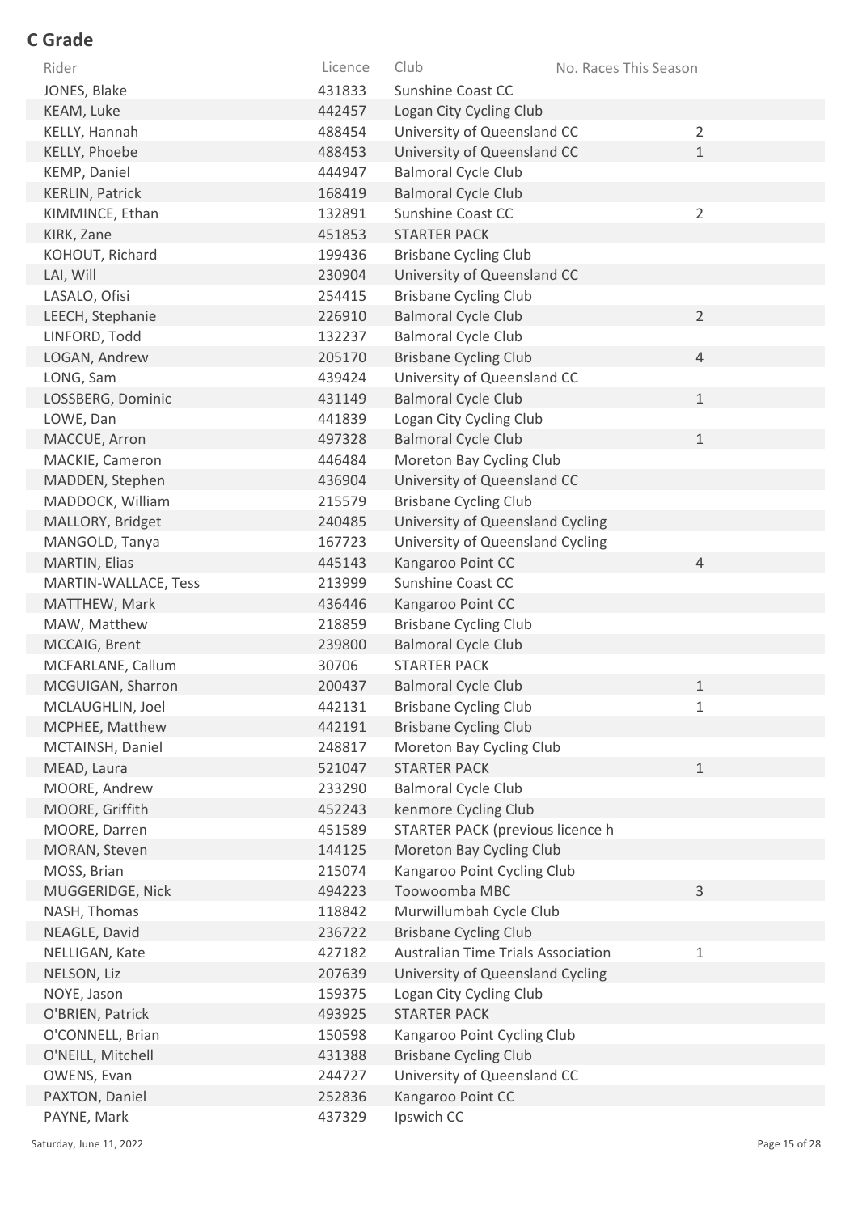## C Grade

| Rider | Licence | Club | No. Races This Season |
| --- | --- | --- | --- |
| JONES, Blake | 431833 | Sunshine Coast CC | |
| KEAM, Luke | 442457 | Logan City Cycling Club | |
| KELLY, Hannah | 488454 | University of Queensland CC | 2 |
| KELLY, Phoebe | 488453 | University of Queensland CC | 1 |
| KEMP, Daniel | 444947 | Balmoral Cycle Club | |
| KERLIN, Patrick | 168419 | Balmoral Cycle Club | |
| KIMMINCE, Ethan | 132891 | Sunshine Coast CC | 2 |
| KIRK, Zane | 451853 | STARTER PACK | |
| KOHOUT, Richard | 199436 | Brisbane Cycling Club | |
| LAI, Will | 230904 | University of Queensland CC | |
| LASALO, Ofisi | 254415 | Brisbane Cycling Club | |
| LEECH, Stephanie | 226910 | Balmoral Cycle Club | 2 |
| LINFORD, Todd | 132237 | Balmoral Cycle Club | |
| LOGAN, Andrew | 205170 | Brisbane Cycling Club | 4 |
| LONG, Sam | 439424 | University of Queensland CC | |
| LOSSBERG, Dominic | 431149 | Balmoral Cycle Club | 1 |
| LOWE, Dan | 441839 | Logan City Cycling Club | |
| MACCUE, Arron | 497328 | Balmoral Cycle Club | 1 |
| MACKIE, Cameron | 446484 | Moreton Bay Cycling Club | |
| MADDEN, Stephen | 436904 | University of Queensland CC | |
| MADDOCK, William | 215579 | Brisbane Cycling Club | |
| MALLORY, Bridget | 240485 | University of Queensland Cycling | |
| MANGOLD, Tanya | 167723 | University of Queensland Cycling | |
| MARTIN, Elias | 445143 | Kangaroo Point CC | 4 |
| MARTIN-WALLACE, Tess | 213999 | Sunshine Coast CC | |
| MATTHEW, Mark | 436446 | Kangaroo Point CC | |
| MAW, Matthew | 218859 | Brisbane Cycling Club | |
| MCCAIG, Brent | 239800 | Balmoral Cycle Club | |
| MCFARLANE, Callum | 30706 | STARTER PACK | |
| MCGUIGAN, Sharron | 200437 | Balmoral Cycle Club | 1 |
| MCLAUGHLIN, Joel | 442131 | Brisbane Cycling Club | 1 |
| MCPHEE, Matthew | 442191 | Brisbane Cycling Club | |
| MCTAINSH, Daniel | 248817 | Moreton Bay Cycling Club | |
| MEAD, Laura | 521047 | STARTER PACK | 1 |
| MOORE, Andrew | 233290 | Balmoral Cycle Club | |
| MOORE, Griffith | 452243 | kenmore Cycling Club | |
| MOORE, Darren | 451589 | STARTER PACK (previous licence h | |
| MORAN, Steven | 144125 | Moreton Bay Cycling Club | |
| MOSS, Brian | 215074 | Kangaroo Point Cycling Club | |
| MUGGERIDGE, Nick | 494223 | Toowoomba MBC | 3 |
| NASH, Thomas | 118842 | Murwillumbah Cycle Club | |
| NEAGLE, David | 236722 | Brisbane Cycling Club | |
| NELLIGAN, Kate | 427182 | Australian Time Trials Association | 1 |
| NELSON, Liz | 207639 | University of Queensland Cycling | |
| NOYE, Jason | 159375 | Logan City Cycling Club | |
| O'BRIEN, Patrick | 493925 | STARTER PACK | |
| O'CONNELL, Brian | 150598 | Kangaroo Point Cycling Club | |
| O'NEILL, Mitchell | 431388 | Brisbane Cycling Club | |
| OWENS, Evan | 244727 | University of Queensland CC | |
| PAXTON, Daniel | 252836 | Kangaroo Point CC | |
| PAYNE, Mark | 437329 | Ipswich CC | |

Saturday, June 11, 2022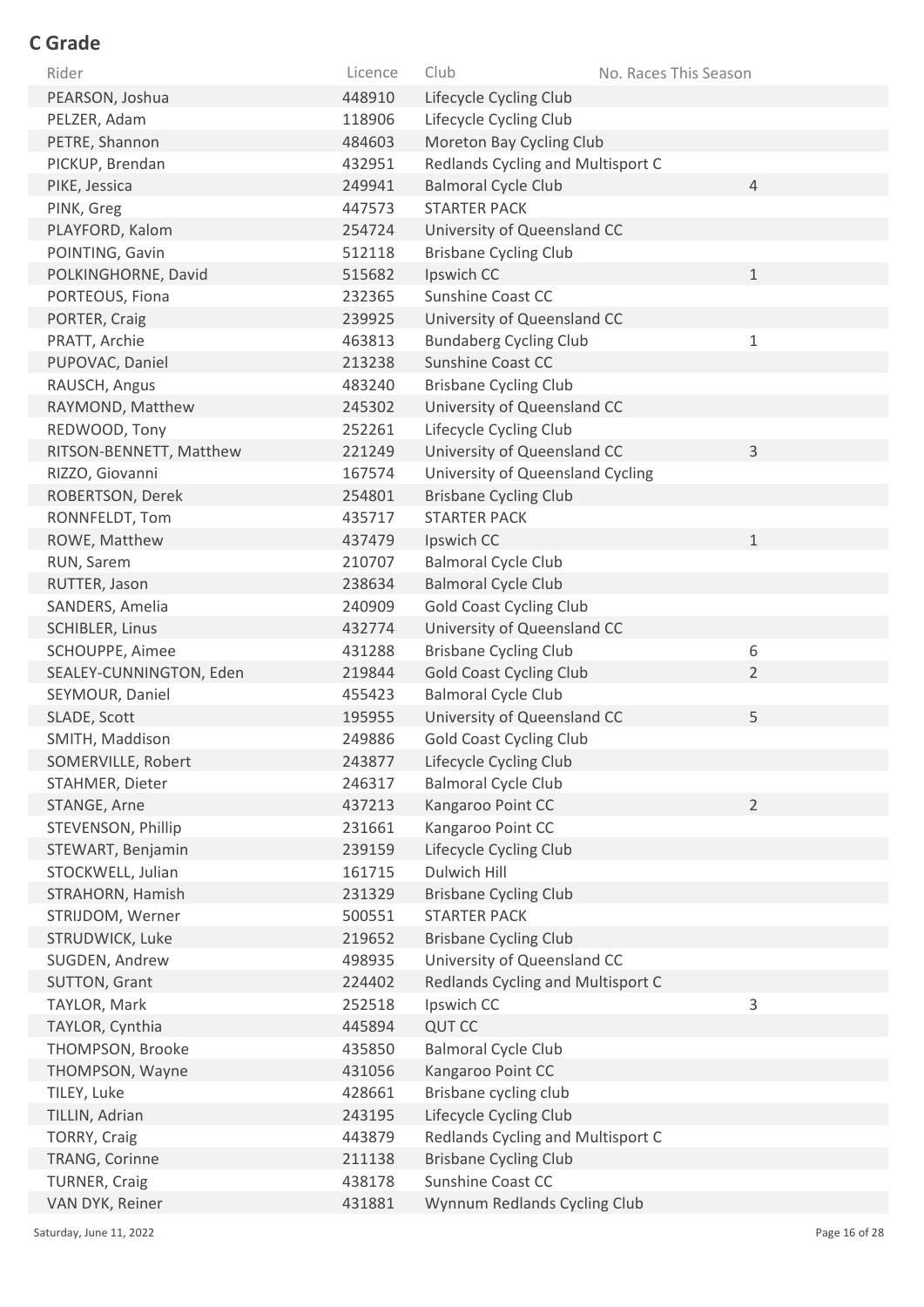## C Grade

| Rider | Licence | Club | No. Races This Season |
|---|---|---|---|
| PEARSON, Joshua | 448910 | Lifecycle Cycling Club | |
| PELZER, Adam | 118906 | Lifecycle Cycling Club | |
| PETRE, Shannon | 484603 | Moreton Bay Cycling Club | |
| PICKUP, Brendan | 432951 | Redlands Cycling and Multisport C | |
| PIKE, Jessica | 249941 | Balmoral Cycle Club | 4 |
| PINK, Greg | 447573 | STARTER PACK | |
| PLAYFORD, Kalom | 254724 | University of Queensland CC | |
| POINTING, Gavin | 512118 | Brisbane Cycling Club | |
| POLKINGHORNE, David | 515682 | Ipswich CC | 1 |
| PORTEOUS, Fiona | 232365 | Sunshine Coast CC | |
| PORTER, Craig | 239925 | University of Queensland CC | |
| PRATT, Archie | 463813 | Bundaberg Cycling Club | 1 |
| PUPOVAC, Daniel | 213238 | Sunshine Coast CC | |
| RAUSCH, Angus | 483240 | Brisbane Cycling Club | |
| RAYMOND, Matthew | 245302 | University of Queensland CC | |
| REDWOOD, Tony | 252261 | Lifecycle Cycling Club | |
| RITSON-BENNETT, Matthew | 221249 | University of Queensland CC | 3 |
| RIZZO, Giovanni | 167574 | University of Queensland Cycling | |
| ROBERTSON, Derek | 254801 | Brisbane Cycling Club | |
| RONNFELDT, Tom | 435717 | STARTER PACK | |
| ROWE, Matthew | 437479 | Ipswich CC | 1 |
| RUN, Sarem | 210707 | Balmoral Cycle Club | |
| RUTTER, Jason | 238634 | Balmoral Cycle Club | |
| SANDERS, Amelia | 240909 | Gold Coast Cycling Club | |
| SCHIBLER, Linus | 432774 | University of Queensland CC | |
| SCHOUPPE, Aimee | 431288 | Brisbane Cycling Club | 6 |
| SEALEY-CUNNINGTON, Eden | 219844 | Gold Coast Cycling Club | 2 |
| SEYMOUR, Daniel | 455423 | Balmoral Cycle Club | |
| SLADE, Scott | 195955 | University of Queensland CC | 5 |
| SMITH, Maddison | 249886 | Gold Coast Cycling Club | |
| SOMERVILLE, Robert | 243877 | Lifecycle Cycling Club | |
| STAHMER, Dieter | 246317 | Balmoral Cycle Club | |
| STANGE, Arne | 437213 | Kangaroo Point CC | 2 |
| STEVENSON, Phillip | 231661 | Kangaroo Point CC | |
| STEWART, Benjamin | 239159 | Lifecycle Cycling Club | |
| STOCKWELL, Julian | 161715 | Dulwich Hill | |
| STRAHORN, Hamish | 231329 | Brisbane Cycling Club | |
| STRIJDOM, Werner | 500551 | STARTER PACK | |
| STRUDWICK, Luke | 219652 | Brisbane Cycling Club | |
| SUGDEN, Andrew | 498935 | University of Queensland CC | |
| SUTTON, Grant | 224402 | Redlands Cycling and Multisport C | |
| TAYLOR, Mark | 252518 | Ipswich CC | 3 |
| TAYLOR, Cynthia | 445894 | QUT CC | |
| THOMPSON, Brooke | 435850 | Balmoral Cycle Club | |
| THOMPSON, Wayne | 431056 | Kangaroo Point CC | |
| TILEY, Luke | 428661 | Brisbane cycling club | |
| TILLIN, Adrian | 243195 | Lifecycle Cycling Club | |
| TORRY, Craig | 443879 | Redlands Cycling and Multisport C | |
| TRANG, Corinne | 211138 | Brisbane Cycling Club | |
| TURNER, Craig | 438178 | Sunshine Coast CC | |
| VAN DYK, Reiner | 431881 | Wynnum Redlands Cycling Club | |

Saturday, June 11, 2022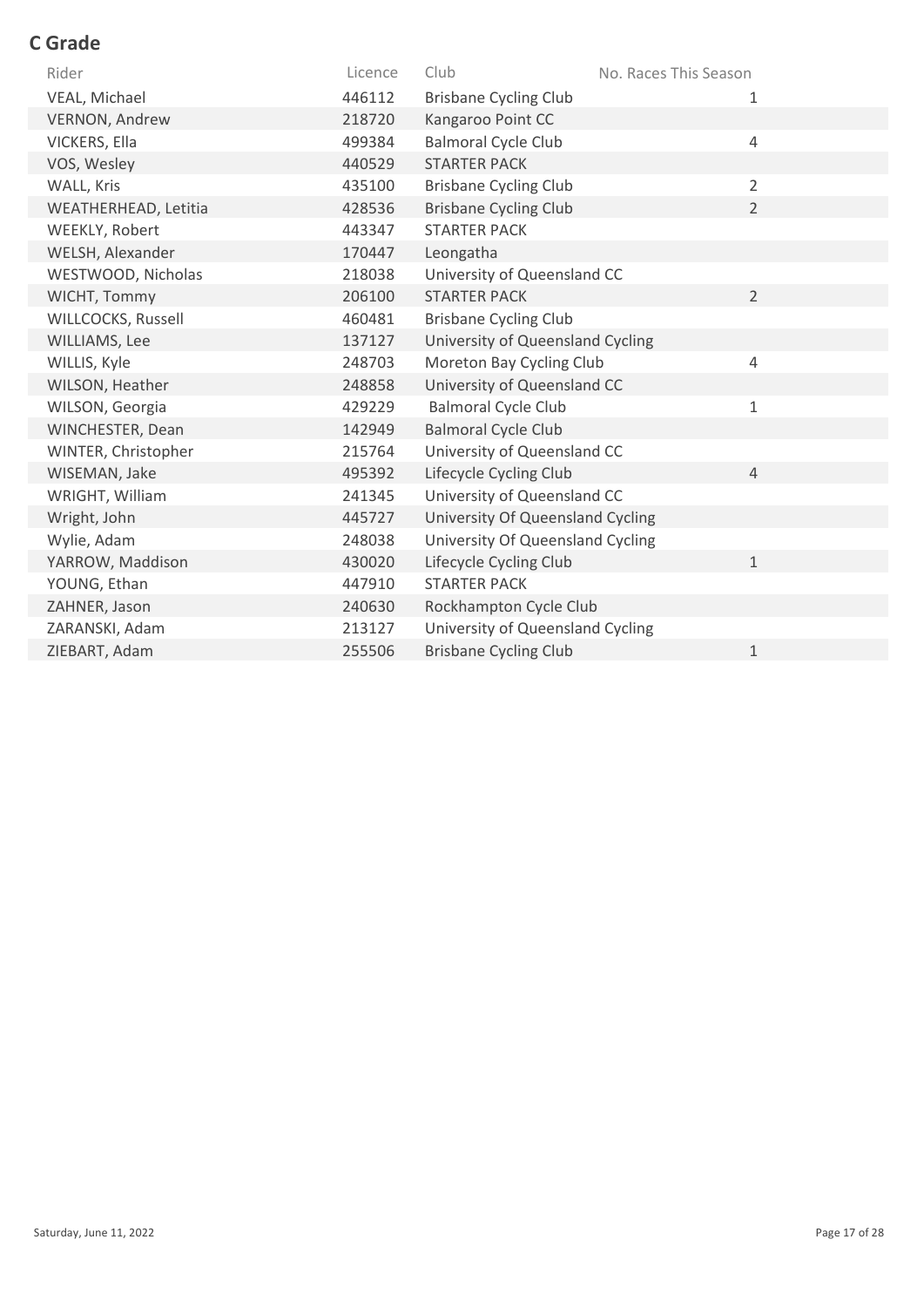## C Grade

| Rider | Licence | Club | No. Races This Season |
|---|---|---|---|
| VEAL, Michael | 446112 | Brisbane Cycling Club | 1 |
| VERNON, Andrew | 218720 | Kangaroo Point CC | |
| VICKERS, Ella | 499384 | Balmoral Cycle Club | 4 |
| VOS, Wesley | 440529 | STARTER PACK | |
| WALL, Kris | 435100 | Brisbane Cycling Club | 2 |
| WEATHERHEAD, Letitia | 428536 | Brisbane Cycling Club | 2 |
| WEEKLY, Robert | 443347 | STARTER PACK | |
| WELSH, Alexander | 170447 | Leongatha | |
| WESTWOOD, Nicholas | 218038 | University of Queensland CC | |
| WICHT, Tommy | 206100 | STARTER PACK | 2 |
| WILLCOCKS, Russell | 460481 | Brisbane Cycling Club | |
| WILLIAMS, Lee | 137127 | University of Queensland Cycling | |
| WILLIS, Kyle | 248703 | Moreton Bay Cycling Club | 4 |
| WILSON, Heather | 248858 | University of Queensland CC | |
| WILSON, Georgia | 429229 | Balmoral Cycle Club | 1 |
| WINCHESTER, Dean | 142949 | Balmoral Cycle Club | |
| WINTER, Christopher | 215764 | University of Queensland CC | |
| WISEMAN, Jake | 495392 | Lifecycle Cycling Club | 4 |
| WRIGHT, William | 241345 | University of Queensland CC | |
| Wright, John | 445727 | University Of Queensland Cycling | |
| Wylie, Adam | 248038 | University Of Queensland Cycling | |
| YARROW, Maddison | 430020 | Lifecycle Cycling Club | 1 |
| YOUNG, Ethan | 447910 | STARTER PACK | |
| ZAHNER, Jason | 240630 | Rockhampton Cycle Club | |
| ZARANSKI, Adam | 213127 | University of Queensland Cycling | |
| ZIEBART, Adam | 255506 | Brisbane Cycling Club | 1 |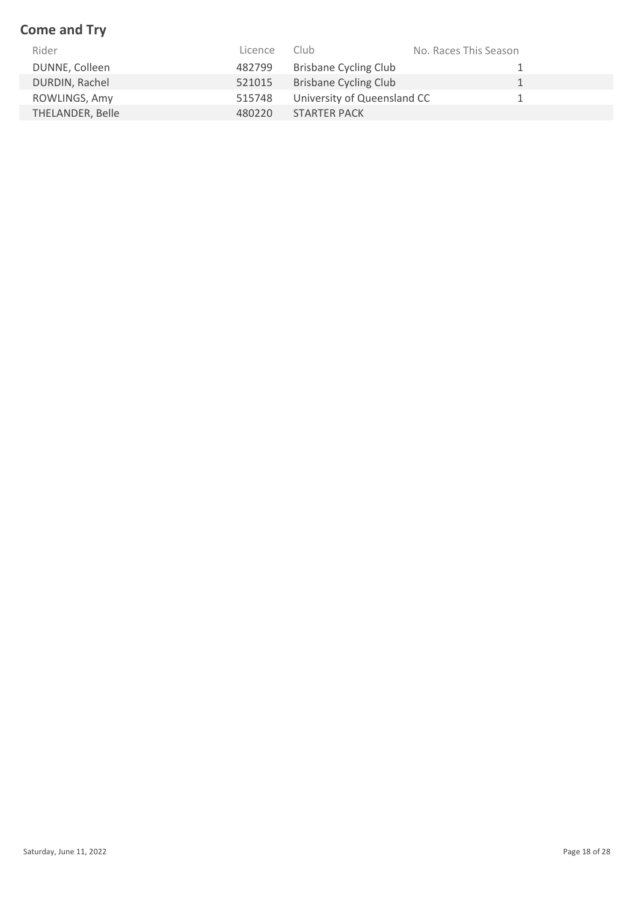## Come and Try

| Rider | Licence | Club | No. Races This Season |
|---|---|---|---|
| DUNNE, Colleen | 482799 | Brisbane Cycling Club | 1 |
| DURDIN, Rachel | 521015 | Brisbane Cycling Club | 1 |
| ROWLINGS, Amy | 515748 | University of Queensland CC | 1 |
| THELANDER, Belle | 480220 | STARTER PACK | |

Saturday, June 11, 2022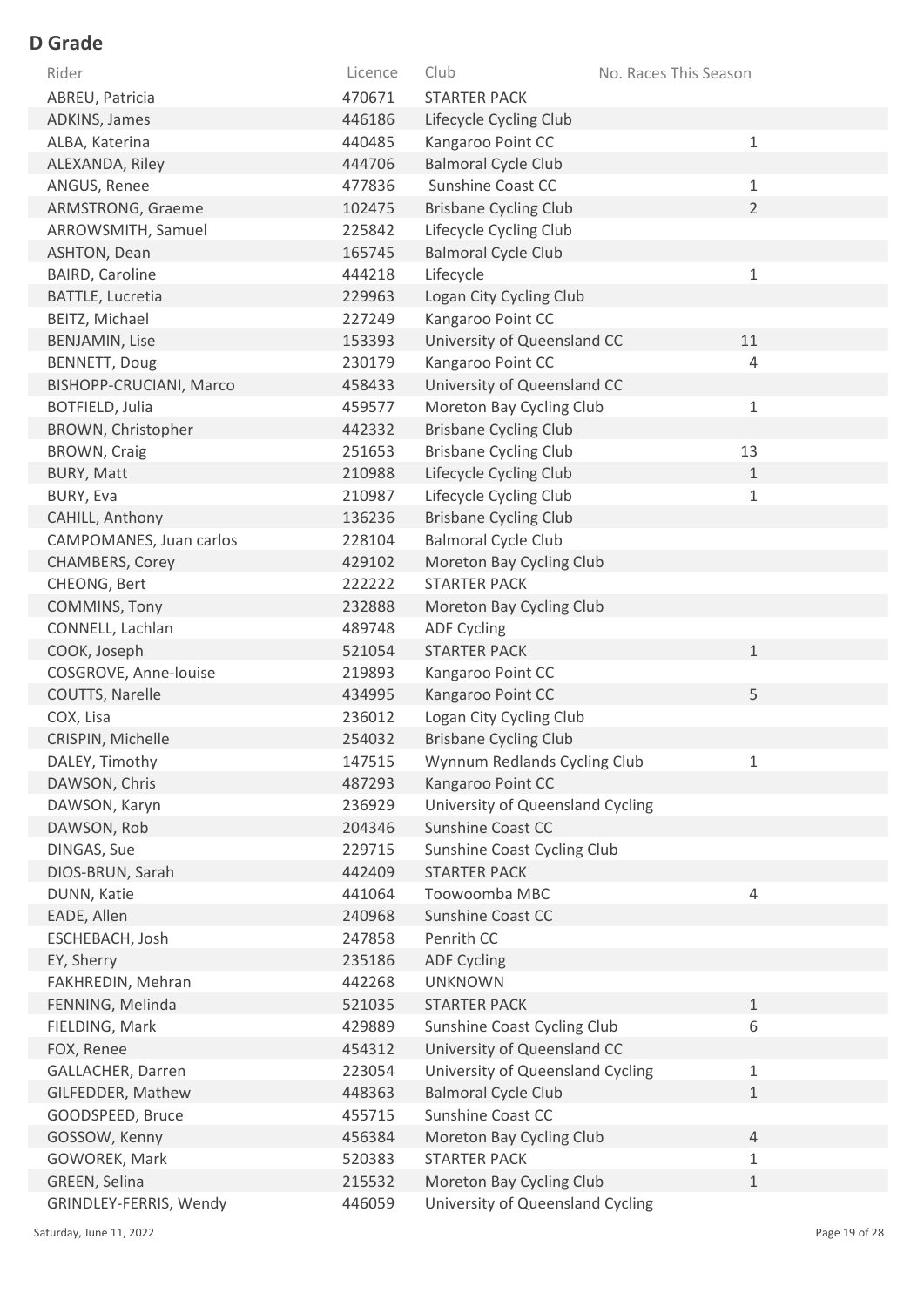## D Grade

| Rider | Licence | Club | No. Races This Season |
|---|---|---|---|
| ABREU, Patricia | 470671 | STARTER PACK | |
| ADKINS, James | 446186 | Lifecycle Cycling Club | |
| ALBA, Katerina | 440485 | Kangaroo Point CC | 1 |
| ALEXANDA, Riley | 444706 | Balmoral Cycle Club | |
| ANGUS, Renee | 477836 | Sunshine Coast CC | 1 |
| ARMSTRONG, Graeme | 102475 | Brisbane Cycling Club | 2 |
| ARROWSMITH, Samuel | 225842 | Lifecycle Cycling Club | |
| ASHTON, Dean | 165745 | Balmoral Cycle Club | |
| BAIRD, Caroline | 444218 | Lifecycle | 1 |
| BATTLE, Lucretia | 229963 | Logan City Cycling Club | |
| BEITZ, Michael | 227249 | Kangaroo Point CC | |
| BENJAMIN, Lise | 153393 | University of Queensland CC | 11 |
| BENNETT, Doug | 230179 | Kangaroo Point CC | 4 |
| BISHOPP-CRUCIANI, Marco | 458433 | University of Queensland CC | |
| BOTFIELD, Julia | 459577 | Moreton Bay Cycling Club | 1 |
| BROWN, Christopher | 442332 | Brisbane Cycling Club | |
| BROWN, Craig | 251653 | Brisbane Cycling Club | 13 |
| BURY, Matt | 210988 | Lifecycle Cycling Club | 1 |
| BURY, Eva | 210987 | Lifecycle Cycling Club | 1 |
| CAHILL, Anthony | 136236 | Brisbane Cycling Club | |
| CAMPOMANES, Juan carlos | 228104 | Balmoral Cycle Club | |
| CHAMBERS, Corey | 429102 | Moreton Bay Cycling Club | |
| CHEONG, Bert | 222222 | STARTER PACK | |
| COMMINS, Tony | 232888 | Moreton Bay Cycling Club | |
| CONNELL, Lachlan | 489748 | ADF Cycling | |
| COOK, Joseph | 521054 | STARTER PACK | 1 |
| COSGROVE, Anne-louise | 219893 | Kangaroo Point CC | |
| COUTTS, Narelle | 434995 | Kangaroo Point CC | 5 |
| COX, Lisa | 236012 | Logan City Cycling Club | |
| CRISPIN, Michelle | 254032 | Brisbane Cycling Club | |
| DALEY, Timothy | 147515 | Wynnum Redlands Cycling Club | 1 |
| DAWSON, Chris | 487293 | Kangaroo Point CC | |
| DAWSON, Karyn | 236929 | University of Queensland Cycling | |
| DAWSON, Rob | 204346 | Sunshine Coast CC | |
| DINGAS, Sue | 229715 | Sunshine Coast Cycling Club | |
| DIOS-BRUN, Sarah | 442409 | STARTER PACK | |
| DUNN, Katie | 441064 | Toowoomba MBC | 4 |
| EADE, Allen | 240968 | Sunshine Coast CC | |
| ESCHEBACH, Josh | 247858 | Penrith CC | |
| EY, Sherry | 235186 | ADF Cycling | |
| FAKHREDIN, Mehran | 442268 | UNKNOWN | |
| FENNING, Melinda | 521035 | STARTER PACK | 1 |
| FIELDING, Mark | 429889 | Sunshine Coast Cycling Club | 6 |
| FOX, Renee | 454312 | University of Queensland CC | |
| GALLACHER, Darren | 223054 | University of Queensland Cycling | 1 |
| GILFEDDER, Mathew | 448363 | Balmoral Cycle Club | 1 |
| GOODSPEED, Bruce | 455715 | Sunshine Coast CC | |
| GOSSOW, Kenny | 456384 | Moreton Bay Cycling Club | 4 |
| GOWOREK, Mark | 520383 | STARTER PACK | 1 |
| GREEN, Selina | 215532 | Moreton Bay Cycling Club | 1 |
| GRINDLEY-FERRIS, Wendy | 446059 | University of Queensland Cycling | |

Saturday, June 11, 2022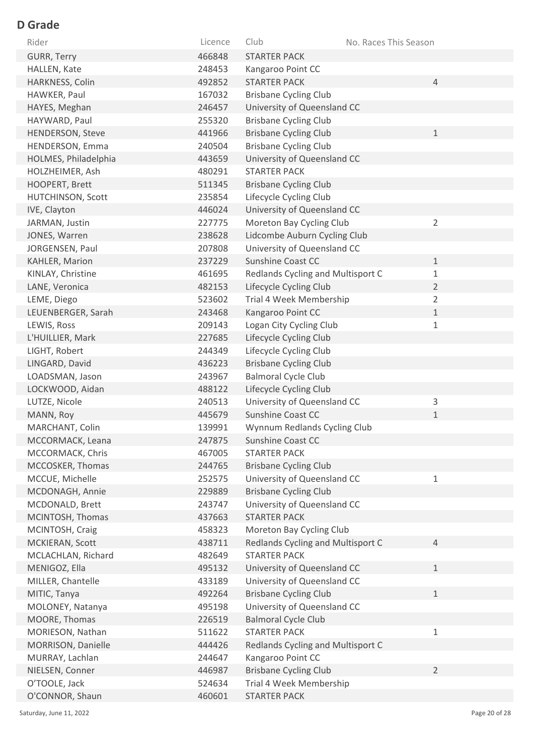## D Grade

| Rider | Licence | Club | No. Races This Season |
|---|---|---|---|
| GURR, Terry | 466848 | STARTER PACK | |
| HALLEN, Kate | 248453 | Kangaroo Point CC | |
| HARKNESS, Colin | 492852 | STARTER PACK | 4 |
| HAWKER, Paul | 167032 | Brisbane Cycling Club | |
| HAYES, Meghan | 246457 | University of Queensland CC | |
| HAYWARD, Paul | 255320 | Brisbane Cycling Club | |
| HENDERSON, Steve | 441966 | Brisbane Cycling Club | 1 |
| HENDERSON, Emma | 240504 | Brisbane Cycling Club | |
| HOLMES, Philadelphia | 443659 | University of Queensland CC | |
| HOLZHEIMER, Ash | 480291 | STARTER PACK | |
| HOOPERT, Brett | 511345 | Brisbane Cycling Club | |
| HUTCHINSON, Scott | 235854 | Lifecycle Cycling Club | |
| IVE, Clayton | 446024 | University of Queensland CC | |
| JARMAN, Justin | 227775 | Moreton Bay Cycling Club | 2 |
| JONES, Warren | 238628 | Lidcombe Auburn Cycling Club | |
| JORGENSEN, Paul | 207808 | University of Queensland CC | |
| KAHLER, Marion | 237229 | Sunshine Coast CC | 1 |
| KINLAY, Christine | 461695 | Redlands Cycling and Multisport C | 1 |
| LANE, Veronica | 482153 | Lifecycle Cycling Club | 2 |
| LEME, Diego | 523602 | Trial 4 Week Membership | 2 |
| LEUENBERGER, Sarah | 243468 | Kangaroo Point CC | 1 |
| LEWIS, Ross | 209143 | Logan City Cycling Club | 1 |
| L'HUILLIER, Mark | 227685 | Lifecycle Cycling Club | |
| LIGHT, Robert | 244349 | Lifecycle Cycling Club | |
| LINGARD, David | 436223 | Brisbane Cycling Club | |
| LOADSMAN, Jason | 243967 | Balmoral Cycle Club | |
| LOCKWOOD, Aidan | 488122 | Lifecycle Cycling Club | |
| LUTZE, Nicole | 240513 | University of Queensland CC | 3 |
| MANN, Roy | 445679 | Sunshine Coast CC | 1 |
| MARCHANT, Colin | 139991 | Wynnum Redlands Cycling Club | |
| MCCORMACK, Leana | 247875 | Sunshine Coast CC | |
| MCCORMACK, Chris | 467005 | STARTER PACK | |
| MCCOSKER, Thomas | 244765 | Brisbane Cycling Club | |
| MCCUE, Michelle | 252575 | University of Queensland CC | 1 |
| MCDONAGH, Annie | 229889 | Brisbane Cycling Club | |
| MCDONALD, Brett | 243747 | University of Queensland CC | |
| MCINTOSH, Thomas | 437663 | STARTER PACK | |
| MCINTOSH, Craig | 458323 | Moreton Bay Cycling Club | |
| MCKIERAN, Scott | 438711 | Redlands Cycling and Multisport C | 4 |
| MCLACHLAN, Richard | 482649 | STARTER PACK | |
| MENIGOZ, Ella | 495132 | University of Queensland CC | 1 |
| MILLER, Chantelle | 433189 | University of Queensland CC | |
| MITIC, Tanya | 492264 | Brisbane Cycling Club | 1 |
| MOLONEY, Natanya | 495198 | University of Queensland CC | |
| MOORE, Thomas | 226519 | Balmoral Cycle Club | |
| MORIESON, Nathan | 511622 | STARTER PACK | 1 |
| MORRISON, Danielle | 444426 | Redlands Cycling and Multisport C | |
| MURRAY, Lachlan | 244647 | Kangaroo Point CC | |
| NIELSEN, Conner | 446987 | Brisbane Cycling Club | 2 |
| O'TOOLE, Jack | 524634 | Trial 4 Week Membership | |
| O'CONNOR, Shaun | 460601 | STARTER PACK | |

Saturday, June 11, 2022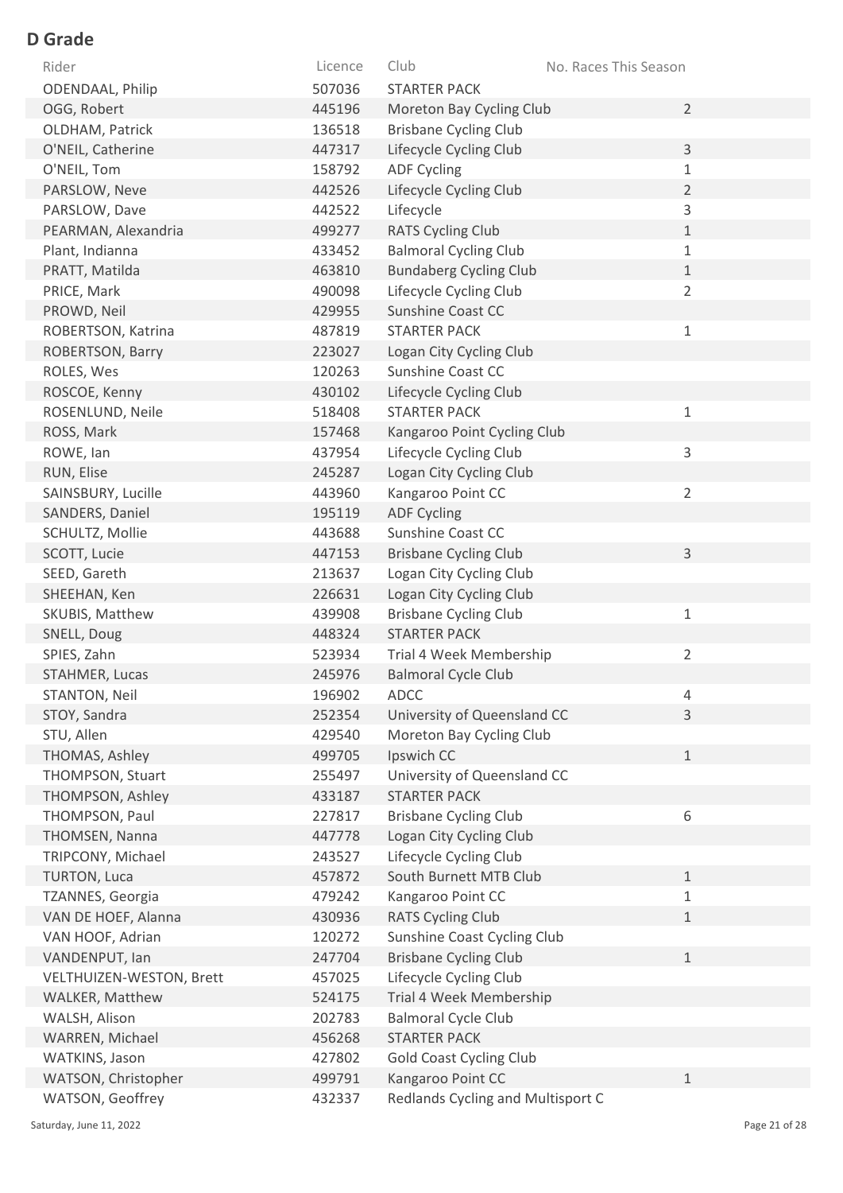## D Grade

| Rider | Licence | Club | No. Races This Season |
|---|---|---|---|
| ODENDAAL, Philip | 507036 | STARTER PACK | |
| OGG, Robert | 445196 | Moreton Bay Cycling Club | 2 |
| OLDHAM, Patrick | 136518 | Brisbane Cycling Club | |
| O'NEIL, Catherine | 447317 | Lifecycle Cycling Club | 3 |
| O'NEIL, Tom | 158792 | ADF Cycling | 1 |
| PARSLOW, Neve | 442526 | Lifecycle Cycling Club | 2 |
| PARSLOW, Dave | 442522 | Lifecycle | 3 |
| PEARMAN, Alexandria | 499277 | RATS Cycling Club | 1 |
| Plant, Indianna | 433452 | Balmoral Cycling Club | 1 |
| PRATT, Matilda | 463810 | Bundaberg Cycling Club | 1 |
| PRICE, Mark | 490098 | Lifecycle Cycling Club | 2 |
| PROWD, Neil | 429955 | Sunshine Coast CC | |
| ROBERTSON, Katrina | 487819 | STARTER PACK | 1 |
| ROBERTSON, Barry | 223027 | Logan City Cycling Club | |
| ROLES, Wes | 120263 | Sunshine Coast CC | |
| ROSCOE, Kenny | 430102 | Lifecycle Cycling Club | |
| ROSENLUND, Neile | 518408 | STARTER PACK | 1 |
| ROSS, Mark | 157468 | Kangaroo Point Cycling Club | |
| ROWE, Ian | 437954 | Lifecycle Cycling Club | 3 |
| RUN, Elise | 245287 | Logan City Cycling Club | |
| SAINSBURY, Lucille | 443960 | Kangaroo Point CC | 2 |
| SANDERS, Daniel | 195119 | ADF Cycling | |
| SCHULTZ, Mollie | 443688 | Sunshine Coast CC | |
| SCOTT, Lucie | 447153 | Brisbane Cycling Club | 3 |
| SEED, Gareth | 213637 | Logan City Cycling Club | |
| SHEEHAN, Ken | 226631 | Logan City Cycling Club | |
| SKUBIS, Matthew | 439908 | Brisbane Cycling Club | 1 |
| SNELL, Doug | 448324 | STARTER PACK | |
| SPIES, Zahn | 523934 | Trial 4 Week Membership | 2 |
| STAHMER, Lucas | 245976 | Balmoral Cycle Club | |
| STANTON, Neil | 196902 | ADCC | 4 |
| STOY, Sandra | 252354 | University of Queensland CC | 3 |
| STU, Allen | 429540 | Moreton Bay Cycling Club | |
| THOMAS, Ashley | 499705 | Ipswich CC | 1 |
| THOMPSON, Stuart | 255497 | University of Queensland CC | |
| THOMPSON, Ashley | 433187 | STARTER PACK | |
| THOMPSON, Paul | 227817 | Brisbane Cycling Club | 6 |
| THOMSEN, Nanna | 447778 | Logan City Cycling Club | |
| TRIPCONY, Michael | 243527 | Lifecycle Cycling Club | |
| TURTON, Luca | 457872 | South Burnett MTB Club | 1 |
| TZANNES, Georgia | 479242 | Kangaroo Point CC | 1 |
| VAN DE HOEF, Alanna | 430936 | RATS Cycling Club | 1 |
| VAN HOOF, Adrian | 120272 | Sunshine Coast Cycling Club | |
| VANDENPUT, Ian | 247704 | Brisbane Cycling Club | 1 |
| VELTHUIZEN-WESTON, Brett | 457025 | Lifecycle Cycling Club | |
| WALKER, Matthew | 524175 | Trial 4 Week Membership | |
| WALSH, Alison | 202783 | Balmoral Cycle Club | |
| WARREN, Michael | 456268 | STARTER PACK | |
| WATKINS, Jason | 427802 | Gold Coast Cycling Club | |
| WATSON, Christopher | 499791 | Kangaroo Point CC | 1 |
| WATSON, Geoffrey | 432337 | Redlands Cycling and Multisport C | |

Saturday, June 11, 2022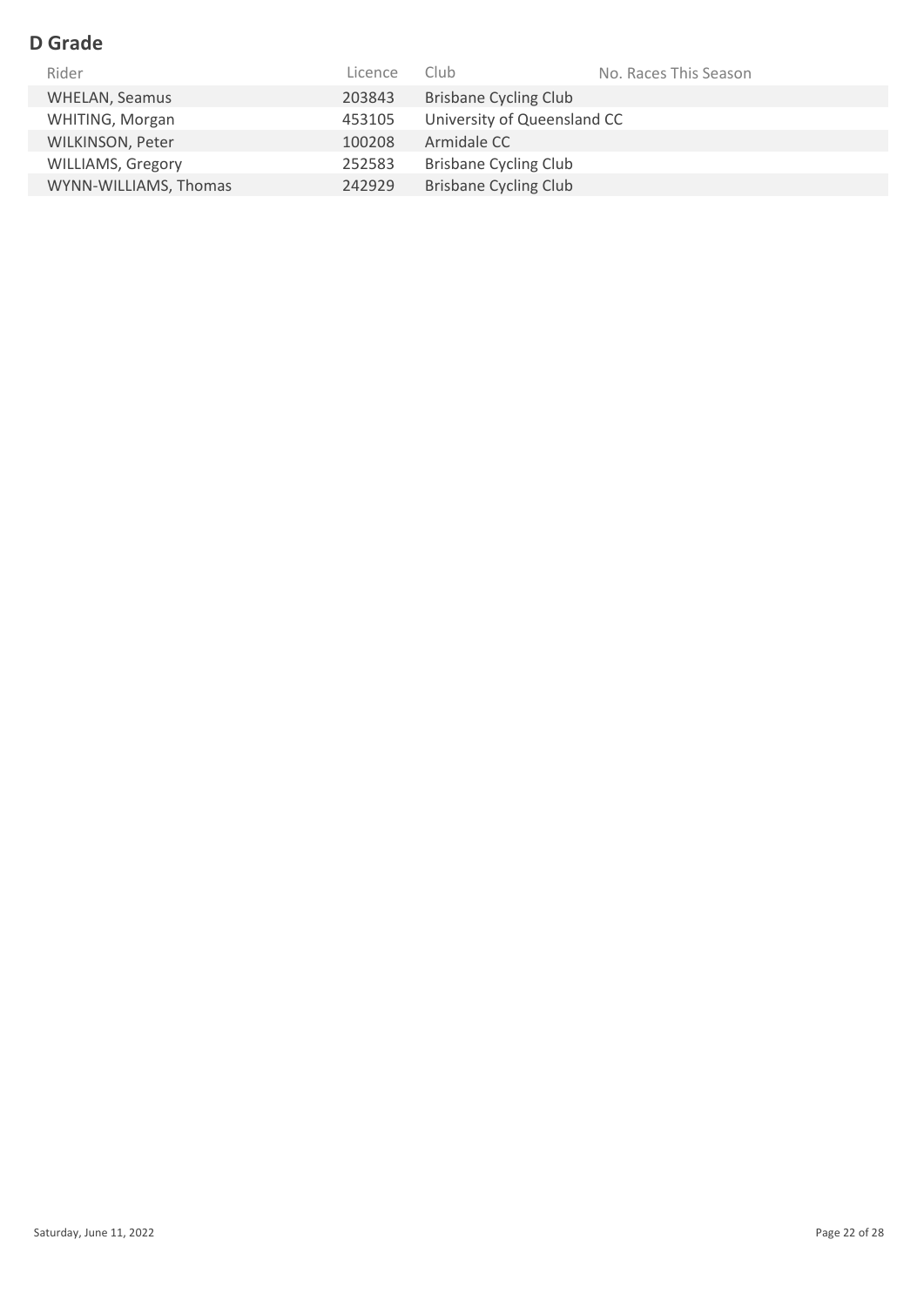## D Grade

| Rider | Licence | Club | No. Races This Season |
|---|---|---|---|
| WHELAN, Seamus | 203843 | Brisbane Cycling Club | |
| WHITING, Morgan | 453105 | University of Queensland CC | |
| WILKINSON, Peter | 100208 | Armidale CC | |
| WILLIAMS, Gregory | 252583 | Brisbane Cycling Club | |
| WYNN-WILLIAMS, Thomas | 242929 | Brisbane Cycling Club | |

Saturday, June 11, 2022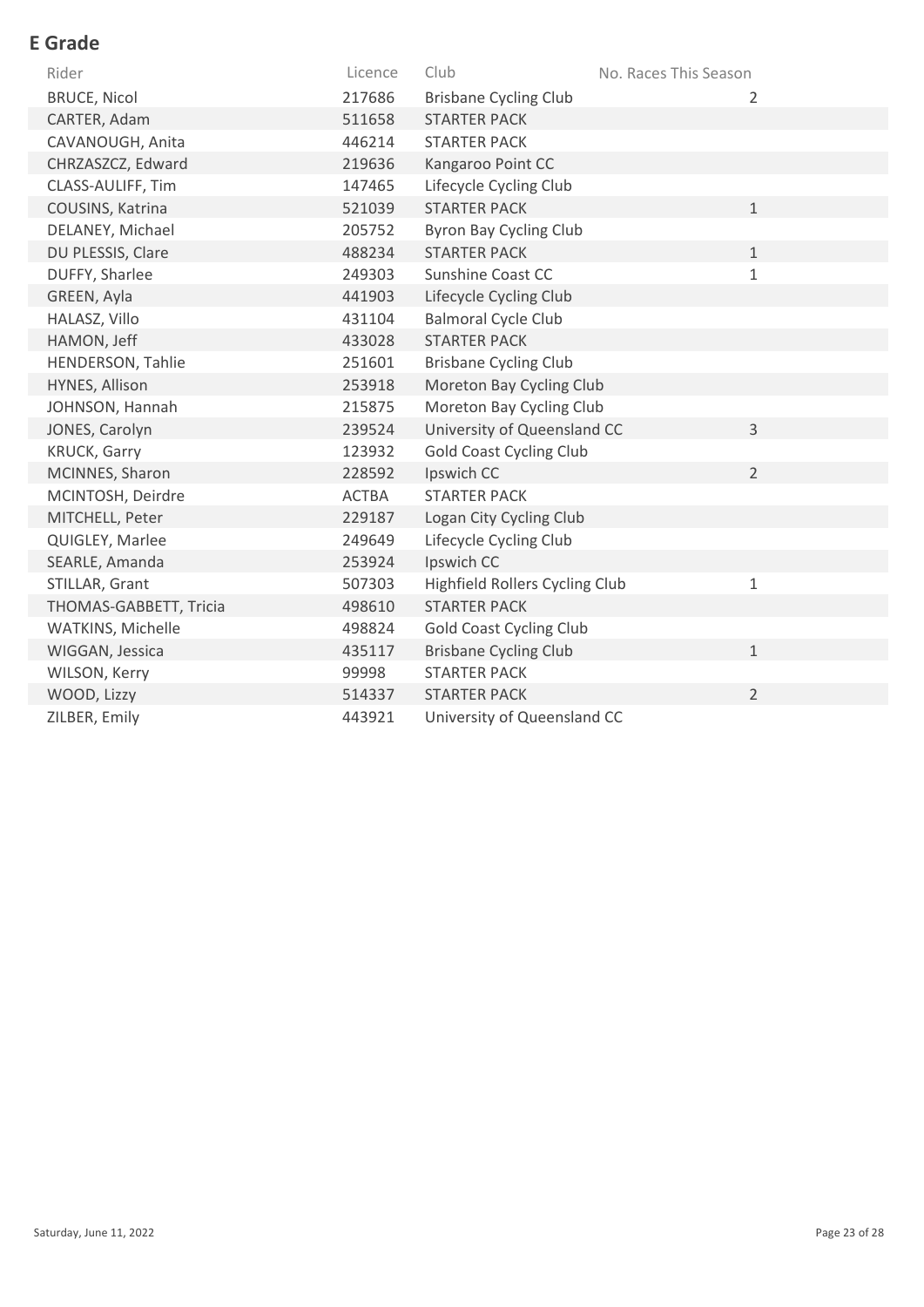## E Grade

| Rider | Licence | Club | No. Races This Season |
| --- | --- | --- | --- |
| BRUCE, Nicol | 217686 | Brisbane Cycling Club | 2 |
| CARTER, Adam | 511658 | STARTER PACK | |
| CAVANOUGH, Anita | 446214 | STARTER PACK | |
| CHRZASZCZ, Edward | 219636 | Kangaroo Point CC | |
| CLASS-AULIFF, Tim | 147465 | Lifecycle Cycling Club | |
| COUSINS, Katrina | 521039 | STARTER PACK | 1 |
| DELANEY, Michael | 205752 | Byron Bay Cycling Club | |
| DU PLESSIS, Clare | 488234 | STARTER PACK | 1 |
| DUFFY, Sharlee | 249303 | Sunshine Coast CC | 1 |
| GREEN, Ayla | 441903 | Lifecycle Cycling Club | |
| HALASZ, Villo | 431104 | Balmoral Cycle Club | |
| HAMON, Jeff | 433028 | STARTER PACK | |
| HENDERSON, Tahlie | 251601 | Brisbane Cycling Club | |
| HYNES, Allison | 253918 | Moreton Bay Cycling Club | |
| JOHNSON, Hannah | 215875 | Moreton Bay Cycling Club | |
| JONES, Carolyn | 239524 | University of Queensland CC | 3 |
| KRUCK, Garry | 123932 | Gold Coast Cycling Club | |
| MCINNES, Sharon | 228592 | Ipswich CC | 2 |
| MCINTOSH, Deirdre | ACTBA | STARTER PACK | |
| MITCHELL, Peter | 229187 | Logan City Cycling Club | |
| QUIGLEY, Marlee | 249649 | Lifecycle Cycling Club | |
| SEARLE, Amanda | 253924 | Ipswich CC | |
| STILLAR, Grant | 507303 | Highfield Rollers Cycling Club | 1 |
| THOMAS-GABBETT, Tricia | 498610 | STARTER PACK | |
| WATKINS, Michelle | 498824 | Gold Coast Cycling Club | |
| WIGGAN, Jessica | 435117 | Brisbane Cycling Club | 1 |
| WILSON, Kerry | 99998 | STARTER PACK | |
| WOOD, Lizzy | 514337 | STARTER PACK | 2 |
| ZILBER, Emily | 443921 | University of Queensland CC | |

Saturday, June 11, 2022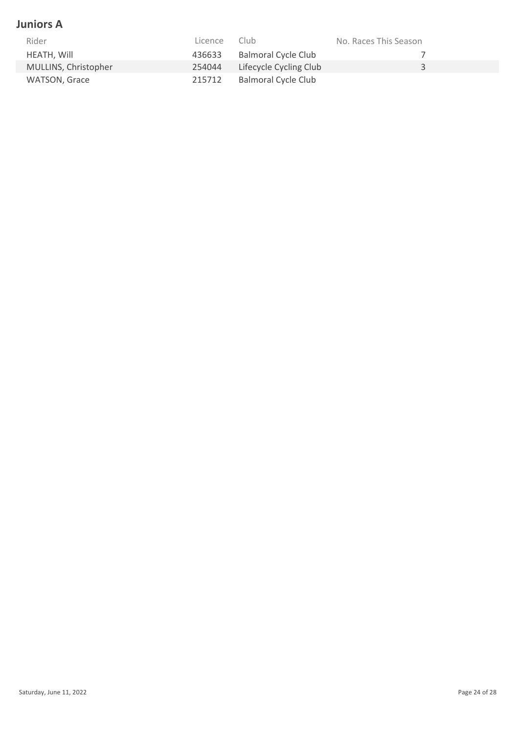## Juniors A

| Rider | Licence | Club | No. Races This Season |
| --- | --- | --- | --- |
| HEATH, Will | 436633 | Balmoral Cycle Club | 7 |
| MULLINS, Christopher | 254044 | Lifecycle Cycling Club | 3 |
| WATSON, Grace | 215712 | Balmoral Cycle Club | |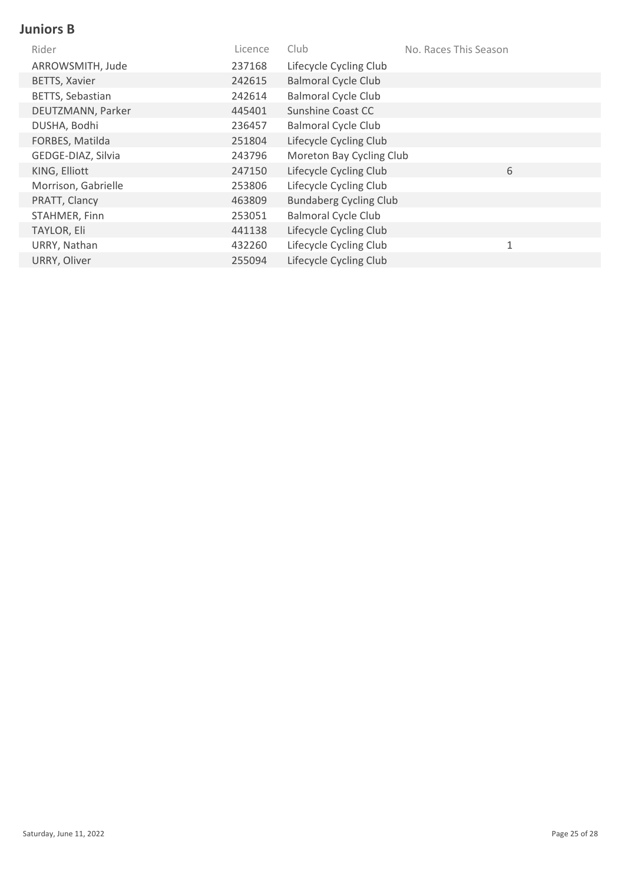## Juniors B

| Rider | Licence | Club | No. Races This Season |
|---|---|---|---|
| ARROWSMITH, Jude | 237168 | Lifecycle Cycling Club | |
| BETTS, Xavier | 242615 | Balmoral Cycle Club | |
| BETTS, Sebastian | 242614 | Balmoral Cycle Club | |
| DEUTZMANN, Parker | 445401 | Sunshine Coast CC | |
| DUSHA, Bodhi | 236457 | Balmoral Cycle Club | |
| FORBES, Matilda | 251804 | Lifecycle Cycling Club | |
| GEDGE-DIAZ, Silvia | 243796 | Moreton Bay Cycling Club | |
| KING, Elliott | 247150 | Lifecycle Cycling Club | 6 |
| Morrison, Gabrielle | 253806 | Lifecycle Cycling Club | |
| PRATT, Clancy | 463809 | Bundaberg Cycling Club | |
| STAHMER, Finn | 253051 | Balmoral Cycle Club | |
| TAYLOR, Eli | 441138 | Lifecycle Cycling Club | |
| URRY, Nathan | 432260 | Lifecycle Cycling Club | 1 |
| URRY, Oliver | 255094 | Lifecycle Cycling Club | |

Saturday, June 11, 2022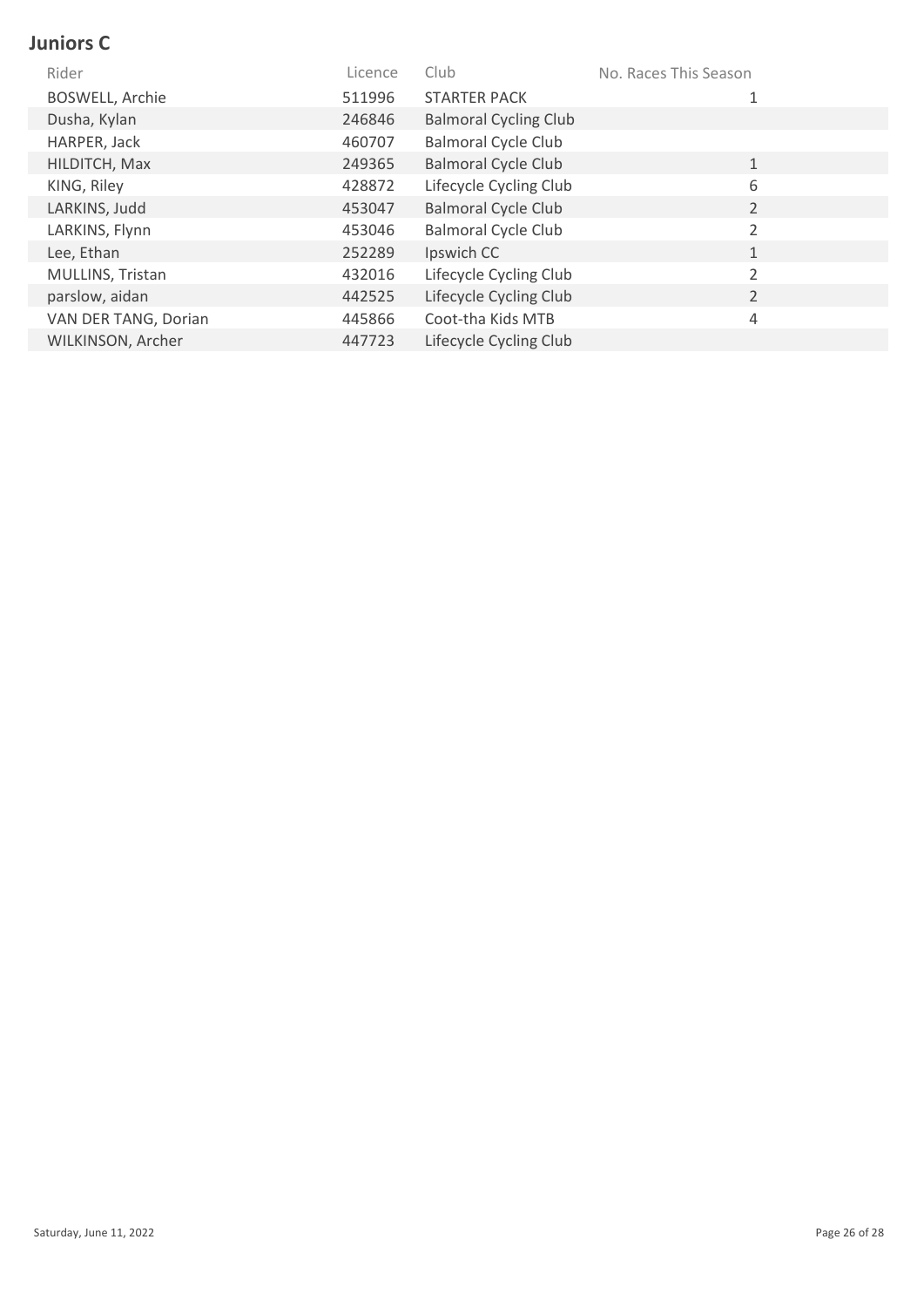## Juniors C

| Rider | Licence | Club | No. Races This Season |
|---|---|---|---|
| BOSWELL, Archie | 511996 | STARTER PACK | 1 |
| Dusha, Kylan | 246846 | Balmoral Cycling Club | |
| HARPER, Jack | 460707 | Balmoral Cycle Club | |
| HILDITCH, Max | 249365 | Balmoral Cycle Club | 1 |
| KING, Riley | 428872 | Lifecycle Cycling Club | 6 |
| LARKINS, Judd | 453047 | Balmoral Cycle Club | 2 |
| LARKINS, Flynn | 453046 | Balmoral Cycle Club | 2 |
| Lee, Ethan | 252289 | Ipswich CC | 1 |
| MULLINS, Tristan | 432016 | Lifecycle Cycling Club | 2 |
| parslow, aidan | 442525 | Lifecycle Cycling Club | 2 |
| VAN DER TANG, Dorian | 445866 | Coot-tha Kids MTB | 4 |
| WILKINSON, Archer | 447723 | Lifecycle Cycling Club | |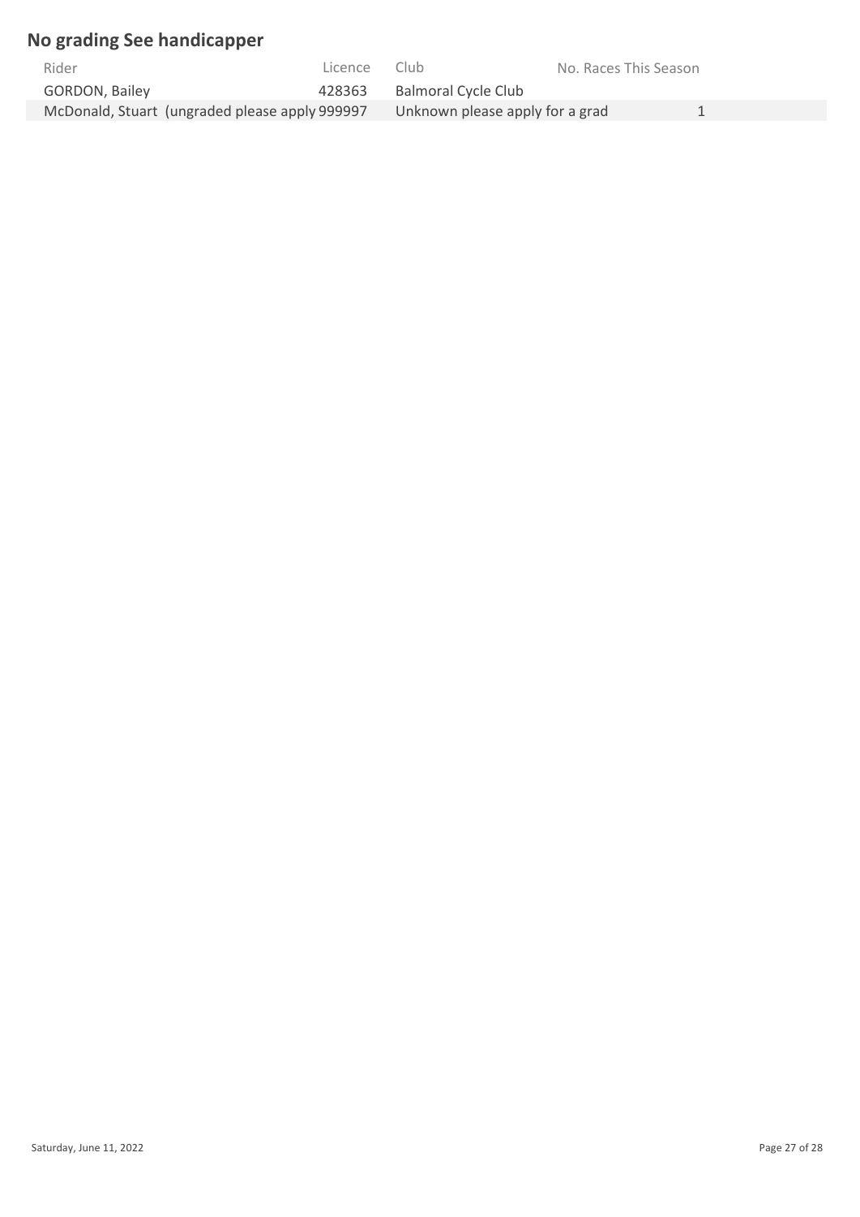## No grading See handicapper

| Rider | Licence | Club | No. Races This Season |
|---|---|---|---|
| GORDON, Bailey | 428363 | Balmoral Cycle Club | |
| McDonald, Stuart (ungraded please apply | 999997 | Unknown please apply for a grad | 1 |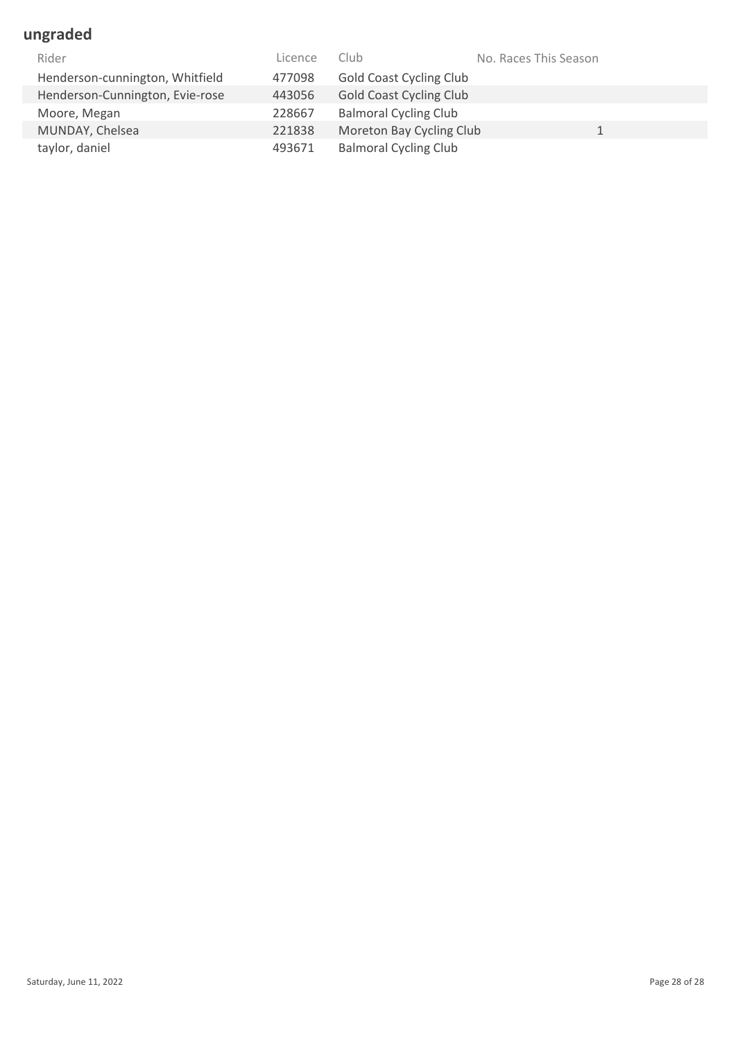## ungraded

| Rider | Licence | Club | No. Races This Season |
|---|---|---|---|
| Henderson-cunnington, Whitfield | 477098 | Gold Coast Cycling Club | |
| Henderson-Cunnington, Evie-rose | 443056 | Gold Coast Cycling Club | |
| Moore, Megan | 228667 | Balmoral Cycling Club | |
| MUNDAY, Chelsea | 221838 | Moreton Bay Cycling Club | 1 |
| taylor, daniel | 493671 | Balmoral Cycling Club | |

Saturday, June 11, 2022